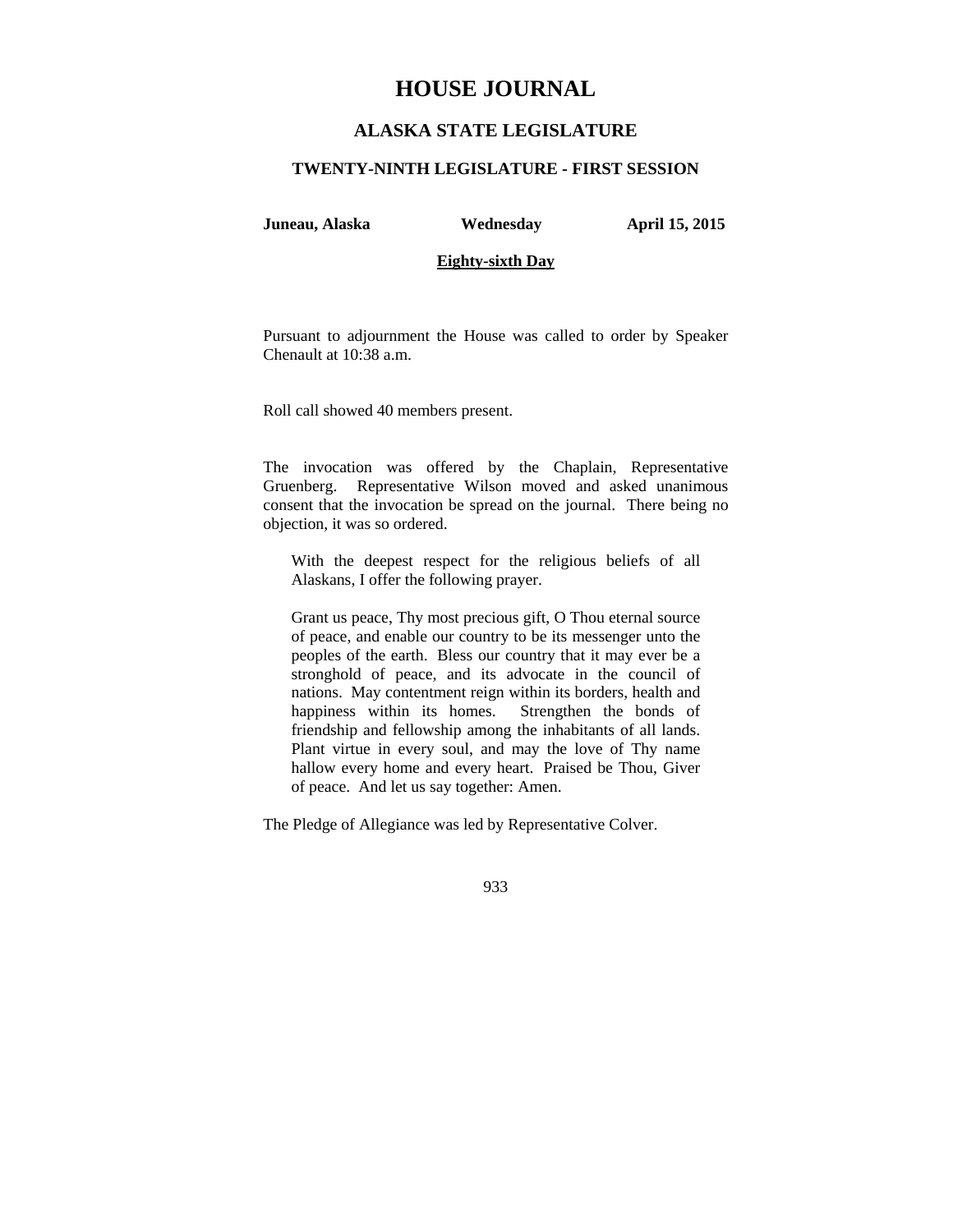# HOUSE JOURNAL

## ALASKA STATE LEGISLATURE

### TWENTY-NINTH LEGISLATURE - FIRST SESSION

**Juneau, Alaska** **Wednesday** **April 15, 2015**

**Eighty-sixth Day**

Pursuant to adjournment the House was called to order by Speaker Chenault at 10:38 a.m.

Roll call showed 40 members present.

The invocation was offered by the Chaplain, Representative Gruenberg. Representative Wilson moved and asked unanimous consent that the invocation be spread on the journal. There being no objection, it was so ordered.

> With the deepest respect for the religious beliefs of all Alaskans, I offer the following prayer.
>
> Grant us peace, Thy most precious gift, O Thou eternal source of peace, and enable our country to be its messenger unto the peoples of the earth. Bless our country that it may ever be a stronghold of peace, and its advocate in the council of nations. May contentment reign within its borders, health and happiness within its homes. Strengthen the bonds of friendship and fellowship among the inhabitants of all lands. Plant virtue in every soul, and may the love of Thy name hallow every home and every heart. Praised be Thou, Giver of peace. And let us say together: Amen.

The Pledge of Allegiance was led by Representative Colver.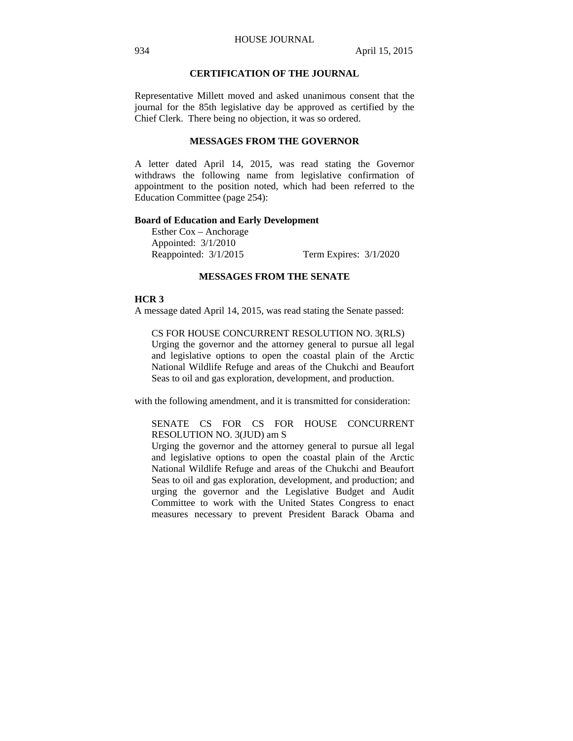## CERTIFICATION OF THE JOURNAL

Representative Millett moved and asked unanimous consent that the journal for the 85th legislative day be approved as certified by the Chief Clerk. There being no objection, it was so ordered.

## MESSAGES FROM THE GOVERNOR

A letter dated April 14, 2015, was read stating the Governor withdraws the following name from legislative confirmation of appointment to the position noted, which had been referred to the Education Committee (page 254):

**Board of Education and Early Development**

Esther Cox – Anchorage
Appointed: 3/1/2010
Reappointed: 3/1/2015 Term Expires: 3/1/2020

## MESSAGES FROM THE SENATE

**HCR 3**

A message dated April 14, 2015, was read stating the Senate passed:

CS FOR HOUSE CONCURRENT RESOLUTION NO. 3(RLS)
Urging the governor and the attorney general to pursue all legal and legislative options to open the coastal plain of the Arctic National Wildlife Refuge and areas of the Chukchi and Beaufort Seas to oil and gas exploration, development, and production.

with the following amendment, and it is transmitted for consideration:

SENATE CS FOR CS FOR HOUSE CONCURRENT RESOLUTION NO. 3(JUD) am S
Urging the governor and the attorney general to pursue all legal and legislative options to open the coastal plain of the Arctic National Wildlife Refuge and areas of the Chukchi and Beaufort Seas to oil and gas exploration, development, and production; and urging the governor and the Legislative Budget and Audit Committee to work with the United States Congress to enact measures necessary to prevent President Barack Obama and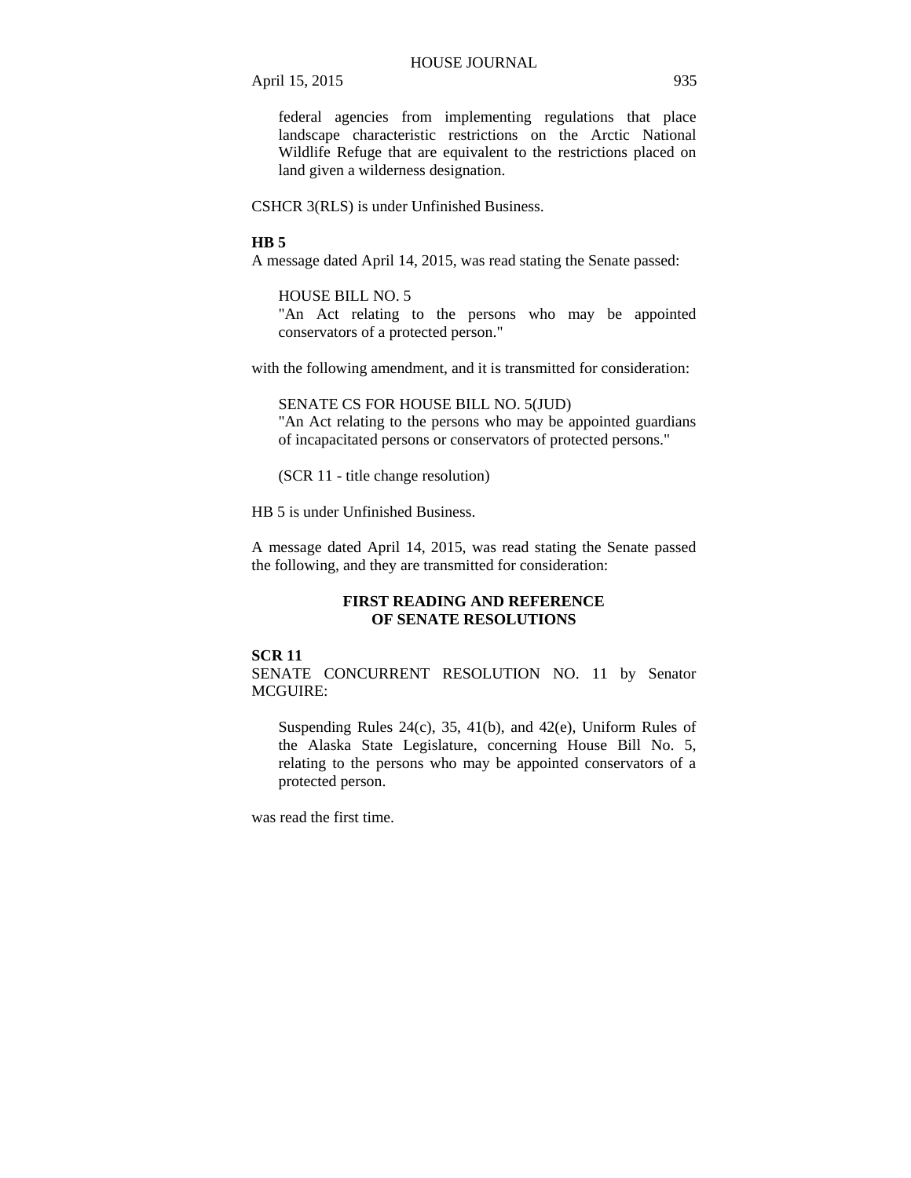federal agencies from implementing regulations that place landscape characteristic restrictions on the Arctic National Wildlife Refuge that are equivalent to the restrictions placed on land given a wilderness designation.

CSHCR 3(RLS) is under Unfinished Business.

**HB 5**

A message dated April 14, 2015, was read stating the Senate passed:

HOUSE BILL NO. 5
"An Act relating to the persons who may be appointed conservators of a protected person."

with the following amendment, and it is transmitted for consideration:

SENATE CS FOR HOUSE BILL NO. 5(JUD)
"An Act relating to the persons who may be appointed guardians of incapacitated persons or conservators of protected persons."

(SCR 11 - title change resolution)

HB 5 is under Unfinished Business.

A message dated April 14, 2015, was read stating the Senate passed the following, and they are transmitted for consideration:

## FIRST READING AND REFERENCE OF SENATE RESOLUTIONS

**SCR 11**

SENATE CONCURRENT RESOLUTION NO. 11 by Senator MCGUIRE:

Suspending Rules 24(c), 35, 41(b), and 42(e), Uniform Rules of the Alaska State Legislature, concerning House Bill No. 5, relating to the persons who may be appointed conservators of a protected person.

was read the first time.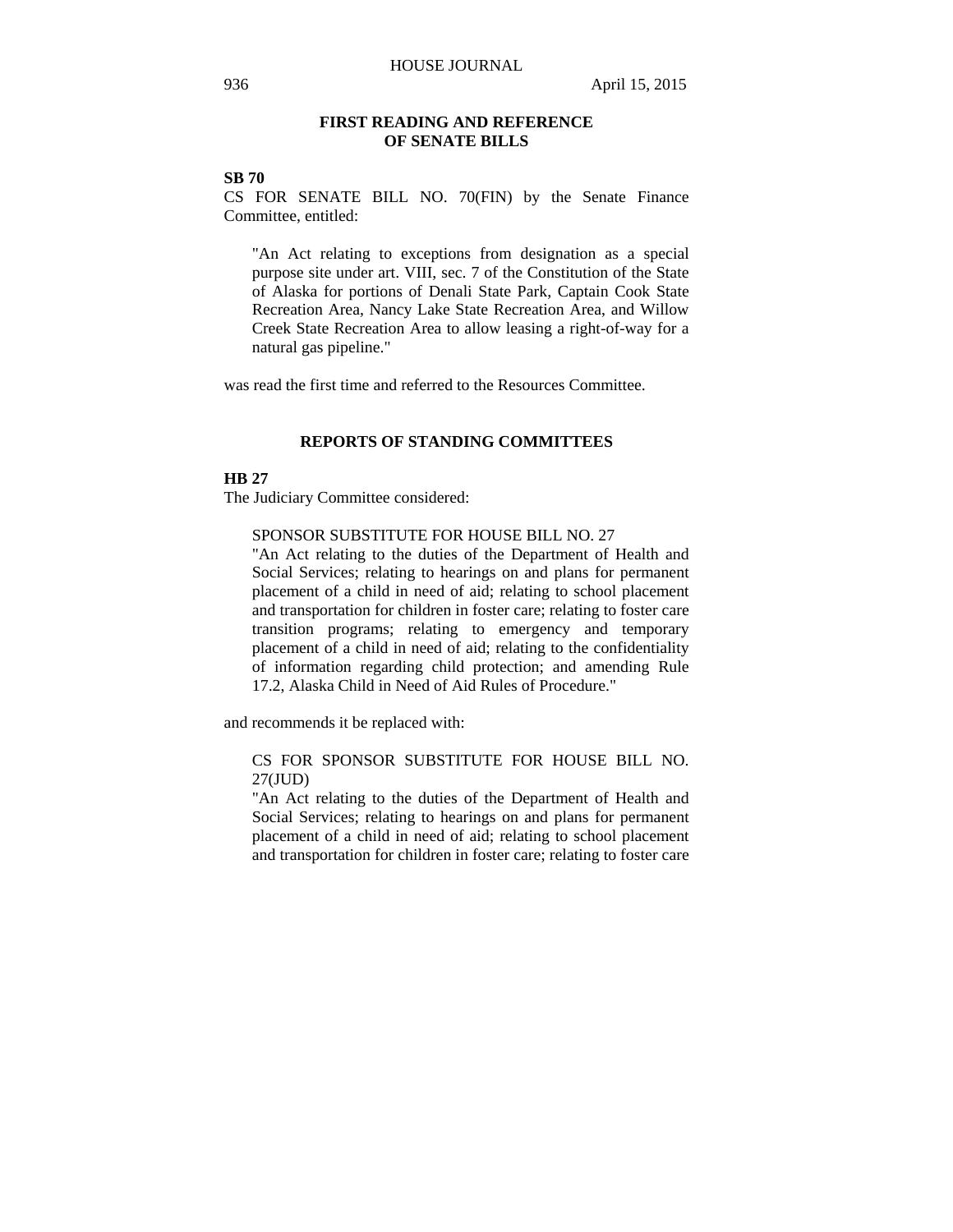## FIRST READING AND REFERENCE OF SENATE BILLS

**SB 70**

CS FOR SENATE BILL NO. 70(FIN) by the Senate Finance Committee, entitled:

> "An Act relating to exceptions from designation as a special purpose site under art. VIII, sec. 7 of the Constitution of the State of Alaska for portions of Denali State Park, Captain Cook State Recreation Area, Nancy Lake State Recreation Area, and Willow Creek State Recreation Area to allow leasing a right-of-way for a natural gas pipeline."

was read the first time and referred to the Resources Committee.

## REPORTS OF STANDING COMMITTEES

**HB 27**

The Judiciary Committee considered:

> SPONSOR SUBSTITUTE FOR HOUSE BILL NO. 27
> "An Act relating to the duties of the Department of Health and Social Services; relating to hearings on and plans for permanent placement of a child in need of aid; relating to school placement and transportation for children in foster care; relating to foster care transition programs; relating to emergency and temporary placement of a child in need of aid; relating to the confidentiality of information regarding child protection; and amending Rule 17.2, Alaska Child in Need of Aid Rules of Procedure."

and recommends it be replaced with:

> CS FOR SPONSOR SUBSTITUTE FOR HOUSE BILL NO. 27(JUD)
> "An Act relating to the duties of the Department of Health and Social Services; relating to hearings on and plans for permanent placement of a child in need of aid; relating to school placement and transportation for children in foster care; relating to foster care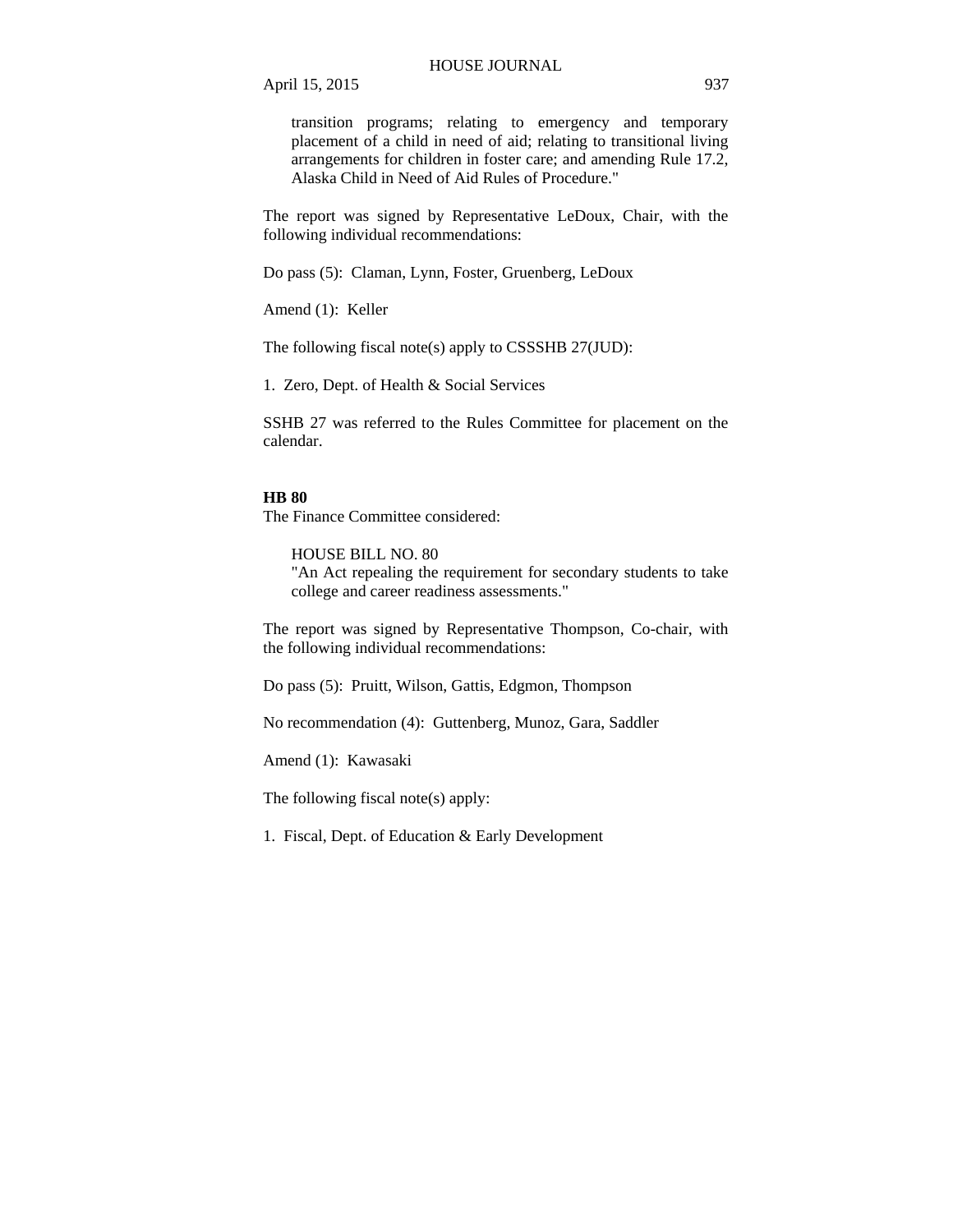transition programs; relating to emergency and temporary placement of a child in need of aid; relating to transitional living arrangements for children in foster care; and amending Rule 17.2, Alaska Child in Need of Aid Rules of Procedure."

The report was signed by Representative LeDoux, Chair, with the following individual recommendations:

Do pass (5): Claman, Lynn, Foster, Gruenberg, LeDoux

Amend (1): Keller

The following fiscal note(s) apply to CSSSHB 27(JUD):

1. Zero, Dept. of Health & Social Services

SSHB 27 was referred to the Rules Committee for placement on the calendar.

**HB 80**

The Finance Committee considered:

HOUSE BILL NO. 80
"An Act repealing the requirement for secondary students to take college and career readiness assessments."

The report was signed by Representative Thompson, Co-chair, with the following individual recommendations:

Do pass (5): Pruitt, Wilson, Gattis, Edgmon, Thompson

No recommendation (4): Guttenberg, Munoz, Gara, Saddler

Amend (1): Kawasaki

The following fiscal note(s) apply:

1. Fiscal, Dept. of Education & Early Development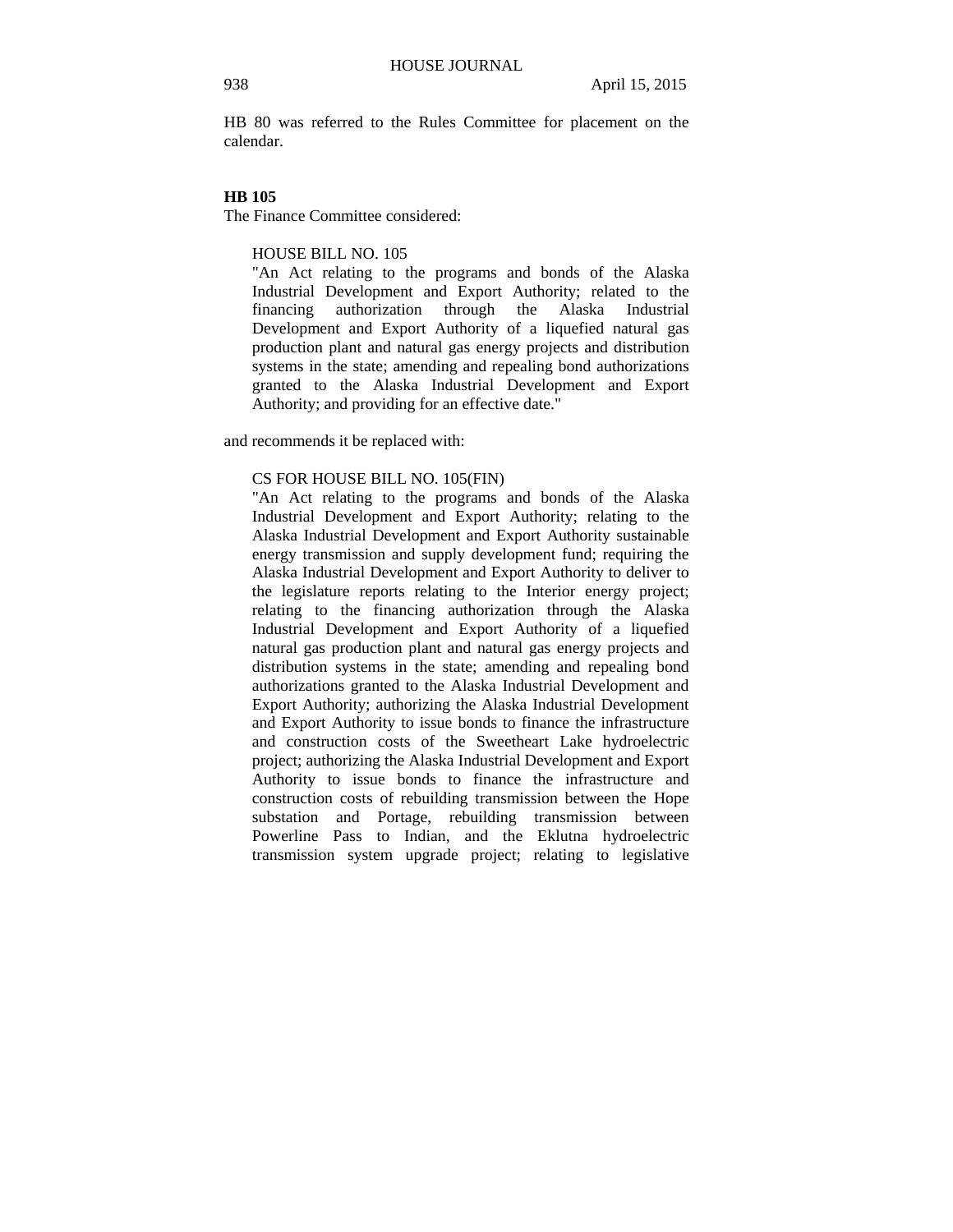HB 80 was referred to the Rules Committee for placement on the calendar.

**HB 105**

The Finance Committee considered:

> HOUSE BILL NO. 105
>
> "An Act relating to the programs and bonds of the Alaska Industrial Development and Export Authority; related to the financing authorization through the Alaska Industrial Development and Export Authority of a liquefied natural gas production plant and natural gas energy projects and distribution systems in the state; amending and repealing bond authorizations granted to the Alaska Industrial Development and Export Authority; and providing for an effective date."

and recommends it be replaced with:

> CS FOR HOUSE BILL NO. 105(FIN)
>
> "An Act relating to the programs and bonds of the Alaska Industrial Development and Export Authority; relating to the Alaska Industrial Development and Export Authority sustainable energy transmission and supply development fund; requiring the Alaska Industrial Development and Export Authority to deliver to the legislature reports relating to the Interior energy project; relating to the financing authorization through the Alaska Industrial Development and Export Authority of a liquefied natural gas production plant and natural gas energy projects and distribution systems in the state; amending and repealing bond authorizations granted to the Alaska Industrial Development and Export Authority; authorizing the Alaska Industrial Development and Export Authority to issue bonds to finance the infrastructure and construction costs of the Sweetheart Lake hydroelectric project; authorizing the Alaska Industrial Development and Export Authority to issue bonds to finance the infrastructure and construction costs of rebuilding transmission between the Hope substation and Portage, rebuilding transmission between Powerline Pass to Indian, and the Eklutna hydroelectric transmission system upgrade project; relating to legislative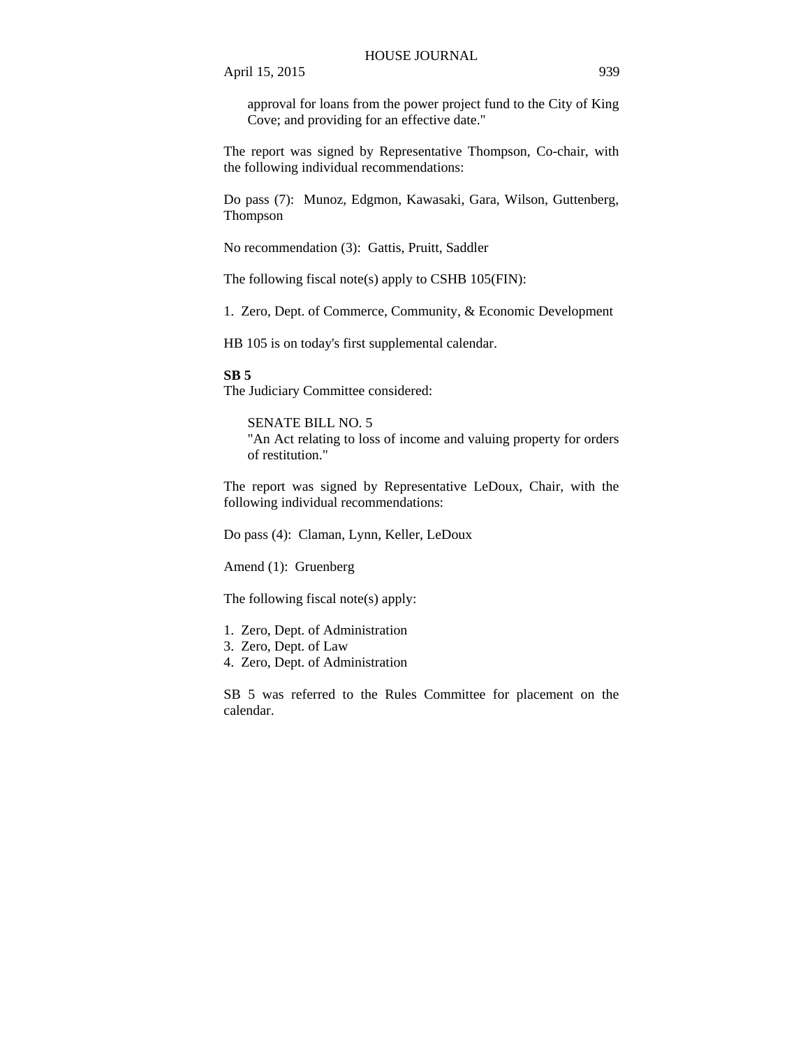approval for loans from the power project fund to the City of King Cove; and providing for an effective date."

The report was signed by Representative Thompson, Co-chair, with the following individual recommendations:

Do pass (7): Munoz, Edgmon, Kawasaki, Gara, Wilson, Guttenberg, Thompson

No recommendation (3): Gattis, Pruitt, Saddler

The following fiscal note(s) apply to CSHB 105(FIN):

1. Zero, Dept. of Commerce, Community, & Economic Development

HB 105 is on today's first supplemental calendar.

**SB 5**

The Judiciary Committee considered:

SENATE BILL NO. 5
"An Act relating to loss of income and valuing property for orders of restitution."

The report was signed by Representative LeDoux, Chair, with the following individual recommendations:

Do pass (4): Claman, Lynn, Keller, LeDoux

Amend (1): Gruenberg

The following fiscal note(s) apply:

1. Zero, Dept. of Administration
3. Zero, Dept. of Law
4. Zero, Dept. of Administration

SB 5 was referred to the Rules Committee for placement on the calendar.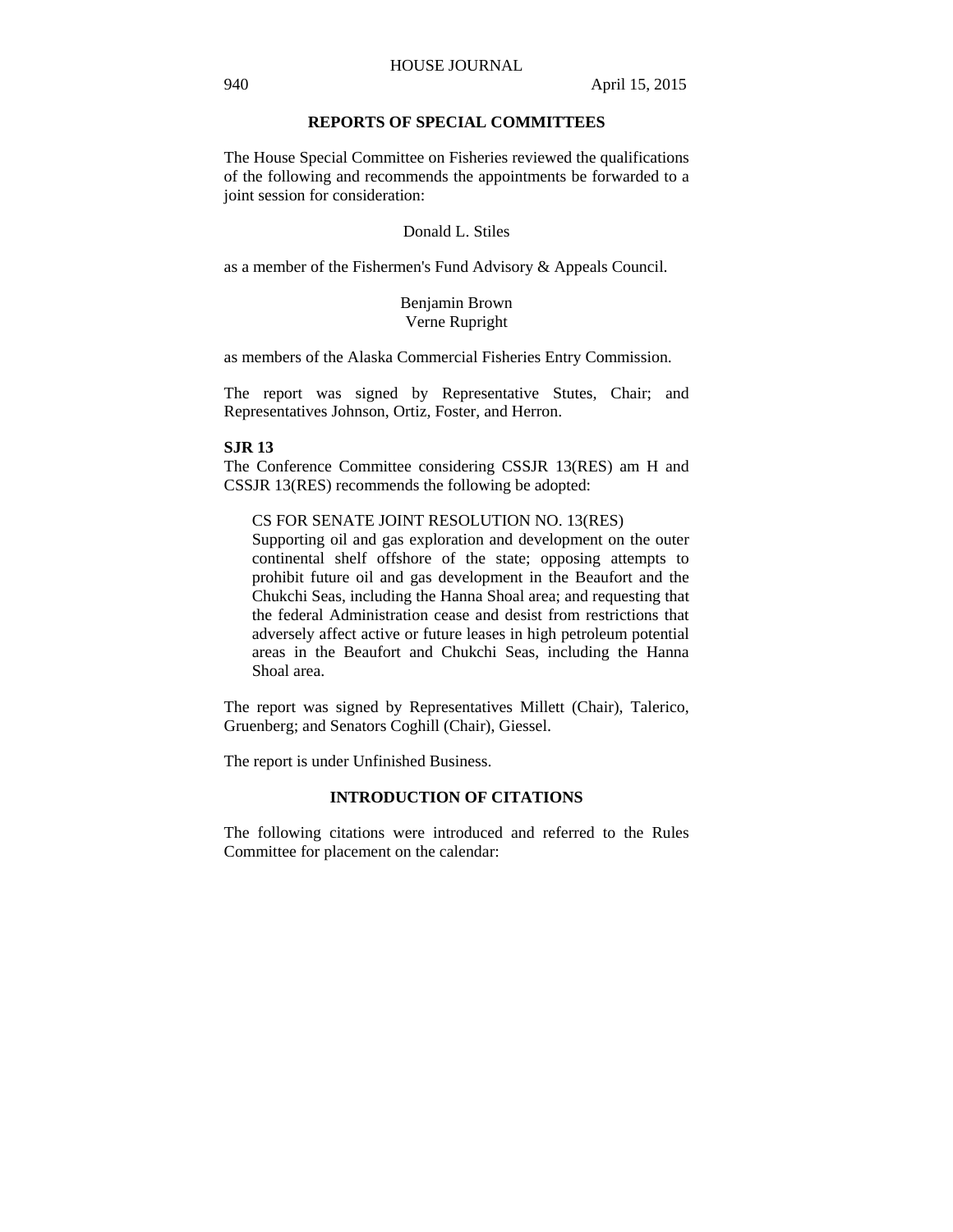## REPORTS OF SPECIAL COMMITTEES

The House Special Committee on Fisheries reviewed the qualifications of the following and recommends the appointments be forwarded to a joint session for consideration:

Donald L. Stiles

as a member of the Fishermen's Fund Advisory & Appeals Council.

Benjamin Brown
Verne Rupright

as members of the Alaska Commercial Fisheries Entry Commission.

The report was signed by Representative Stutes, Chair; and Representatives Johnson, Ortiz, Foster, and Herron.

**SJR 13**

The Conference Committee considering CSSJR 13(RES) am H and CSSJR 13(RES) recommends the following be adopted:

> CS FOR SENATE JOINT RESOLUTION NO. 13(RES)
> Supporting oil and gas exploration and development on the outer continental shelf offshore of the state; opposing attempts to prohibit future oil and gas development in the Beaufort and the Chukchi Seas, including the Hanna Shoal area; and requesting that the federal Administration cease and desist from restrictions that adversely affect active or future leases in high petroleum potential areas in the Beaufort and Chukchi Seas, including the Hanna Shoal area.

The report was signed by Representatives Millett (Chair), Talerico, Gruenberg; and Senators Coghill (Chair), Giessel.

The report is under Unfinished Business.

## INTRODUCTION OF CITATIONS

The following citations were introduced and referred to the Rules Committee for placement on the calendar: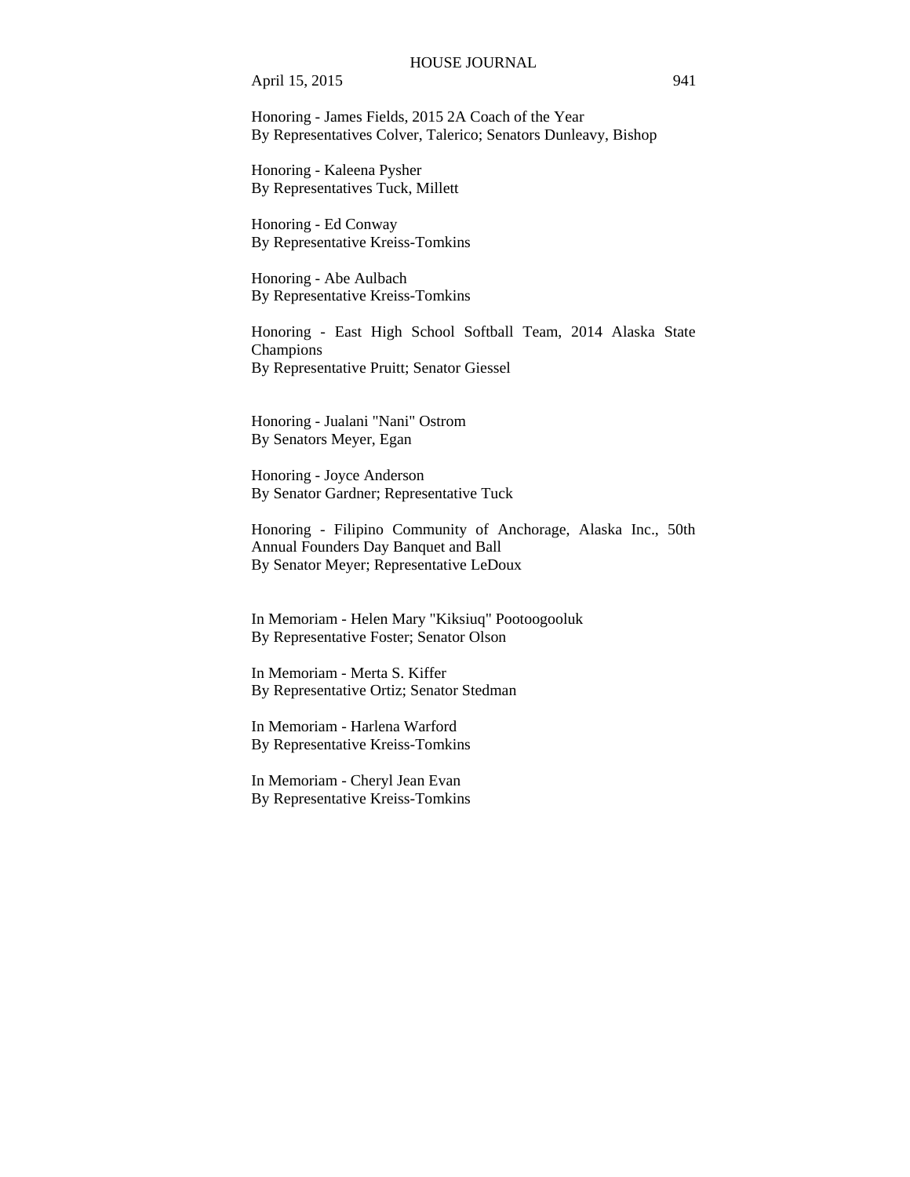Honoring - James Fields, 2015 2A Coach of the Year
By Representatives Colver, Talerico; Senators Dunleavy, Bishop

Honoring - Kaleena Pysher
By Representatives Tuck, Millett

Honoring - Ed Conway
By Representative Kreiss-Tomkins

Honoring - Abe Aulbach
By Representative Kreiss-Tomkins

Honoring - East High School Softball Team, 2014 Alaska State Champions
By Representative Pruitt; Senator Giessel

Honoring - Jualani "Nani" Ostrom
By Senators Meyer, Egan

Honoring - Joyce Anderson
By Senator Gardner; Representative Tuck

Honoring - Filipino Community of Anchorage, Alaska Inc., 50th Annual Founders Day Banquet and Ball
By Senator Meyer; Representative LeDoux

In Memoriam - Helen Mary "Kiksiuq" Pootoogooluk
By Representative Foster; Senator Olson

In Memoriam - Merta S. Kiffer
By Representative Ortiz; Senator Stedman

In Memoriam - Harlena Warford
By Representative Kreiss-Tomkins

In Memoriam - Cheryl Jean Evan
By Representative Kreiss-Tomkins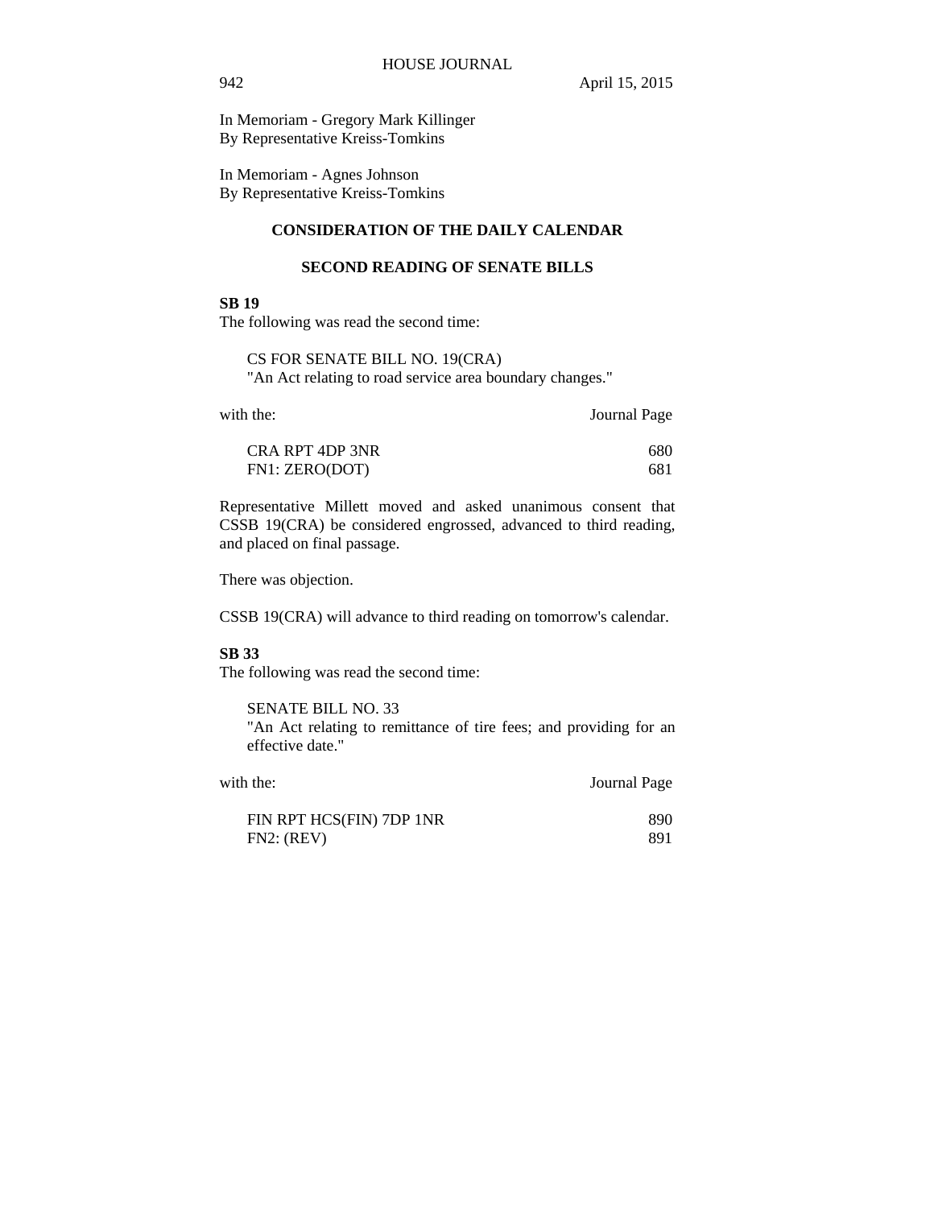In Memoriam - Gregory Mark Killinger
By Representative Kreiss-Tomkins

In Memoriam - Agnes Johnson
By Representative Kreiss-Tomkins

## CONSIDERATION OF THE DAILY CALENDAR

### SECOND READING OF SENATE BILLS

**SB 19**

The following was read the second time:

CS FOR SENATE BILL NO. 19(CRA)
"An Act relating to road service area boundary changes."

| with the: | Journal Page |
|---|---|
| CRA RPT 4DP 3NR | 680 |
| FN1: ZERO(DOT) | 681 |

Representative Millett moved and asked unanimous consent that CSSB 19(CRA) be considered engrossed, advanced to third reading, and placed on final passage.

There was objection.

CSSB 19(CRA) will advance to third reading on tomorrow's calendar.

**SB 33**

The following was read the second time:

SENATE BILL NO. 33
"An Act relating to remittance of tire fees; and providing for an effective date."

| with the: | Journal Page |
|---|---|
| FIN RPT HCS(FIN) 7DP 1NR | 890 |
| FN2: (REV) | 891 |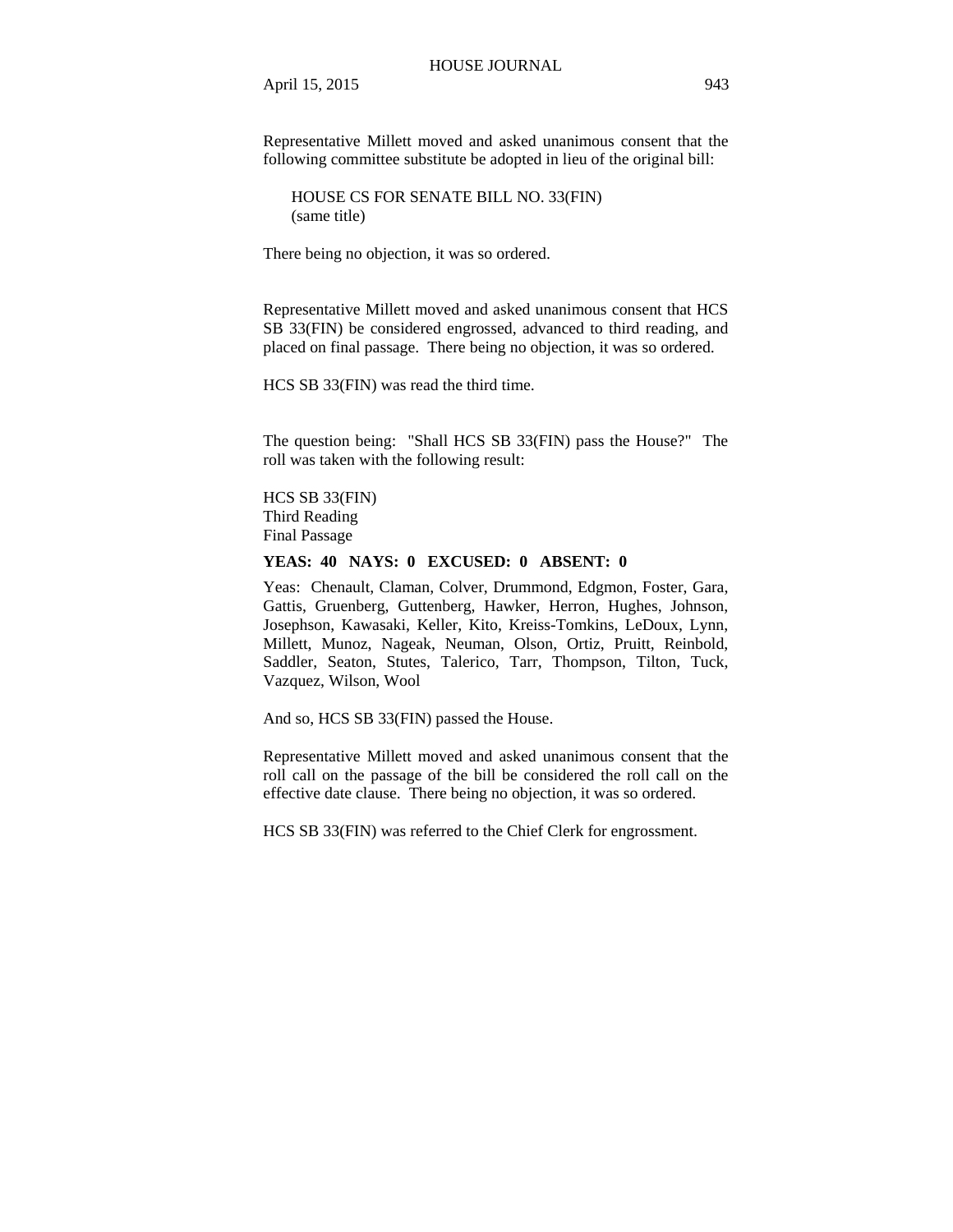Representative Millett moved and asked unanimous consent that the following committee substitute be adopted in lieu of the original bill:

HOUSE CS FOR SENATE BILL NO. 33(FIN)
(same title)

There being no objection, it was so ordered.

Representative Millett moved and asked unanimous consent that HCS SB 33(FIN) be considered engrossed, advanced to third reading, and placed on final passage. There being no objection, it was so ordered.

HCS SB 33(FIN) was read the third time.

The question being: "Shall HCS SB 33(FIN) pass the House?" The roll was taken with the following result:

HCS SB 33(FIN)
Third Reading
Final Passage

**YEAS: 40 NAYS: 0 EXCUSED: 0 ABSENT: 0**

Yeas: Chenault, Claman, Colver, Drummond, Edgmon, Foster, Gara, Gattis, Gruenberg, Guttenberg, Hawker, Herron, Hughes, Johnson, Josephson, Kawasaki, Keller, Kito, Kreiss-Tomkins, LeDoux, Lynn, Millett, Munoz, Nageak, Neuman, Olson, Ortiz, Pruitt, Reinbold, Saddler, Seaton, Stutes, Talerico, Tarr, Thompson, Tilton, Tuck, Vazquez, Wilson, Wool

And so, HCS SB 33(FIN) passed the House.

Representative Millett moved and asked unanimous consent that the roll call on the passage of the bill be considered the roll call on the effective date clause. There being no objection, it was so ordered.

HCS SB 33(FIN) was referred to the Chief Clerk for engrossment.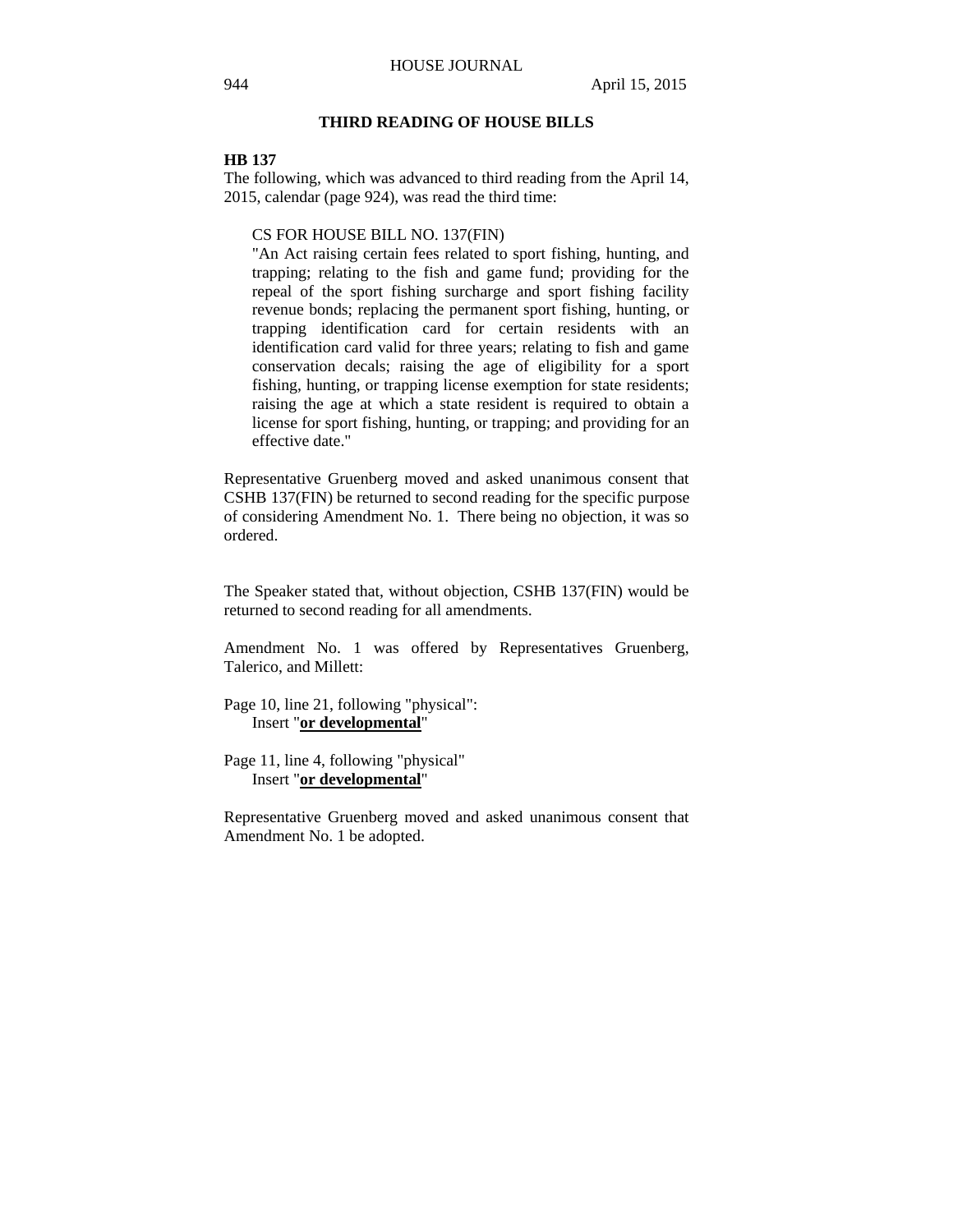## THIRD READING OF HOUSE BILLS

**HB 137**

The following, which was advanced to third reading from the April 14, 2015, calendar (page 924), was read the third time:

> CS FOR HOUSE BILL NO. 137(FIN)
>
> "An Act raising certain fees related to sport fishing, hunting, and trapping; relating to the fish and game fund; providing for the repeal of the sport fishing surcharge and sport fishing facility revenue bonds; replacing the permanent sport fishing, hunting, or trapping identification card for certain residents with an identification card valid for three years; relating to fish and game conservation decals; raising the age of eligibility for a sport fishing, hunting, or trapping license exemption for state residents; raising the age at which a state resident is required to obtain a license for sport fishing, hunting, or trapping; and providing for an effective date."

Representative Gruenberg moved and asked unanimous consent that CSHB 137(FIN) be returned to second reading for the specific purpose of considering Amendment No. 1. There being no objection, it was so ordered.

The Speaker stated that, without objection, CSHB 137(FIN) would be returned to second reading for all amendments.

Amendment No. 1 was offered by Representatives Gruenberg, Talerico, and Millett:

Page 10, line 21, following "physical":
    Insert "**<u>or developmental</u>**"

Page 11, line 4, following "physical"
    Insert "**<u>or developmental</u>**"

Representative Gruenberg moved and asked unanimous consent that Amendment No. 1 be adopted.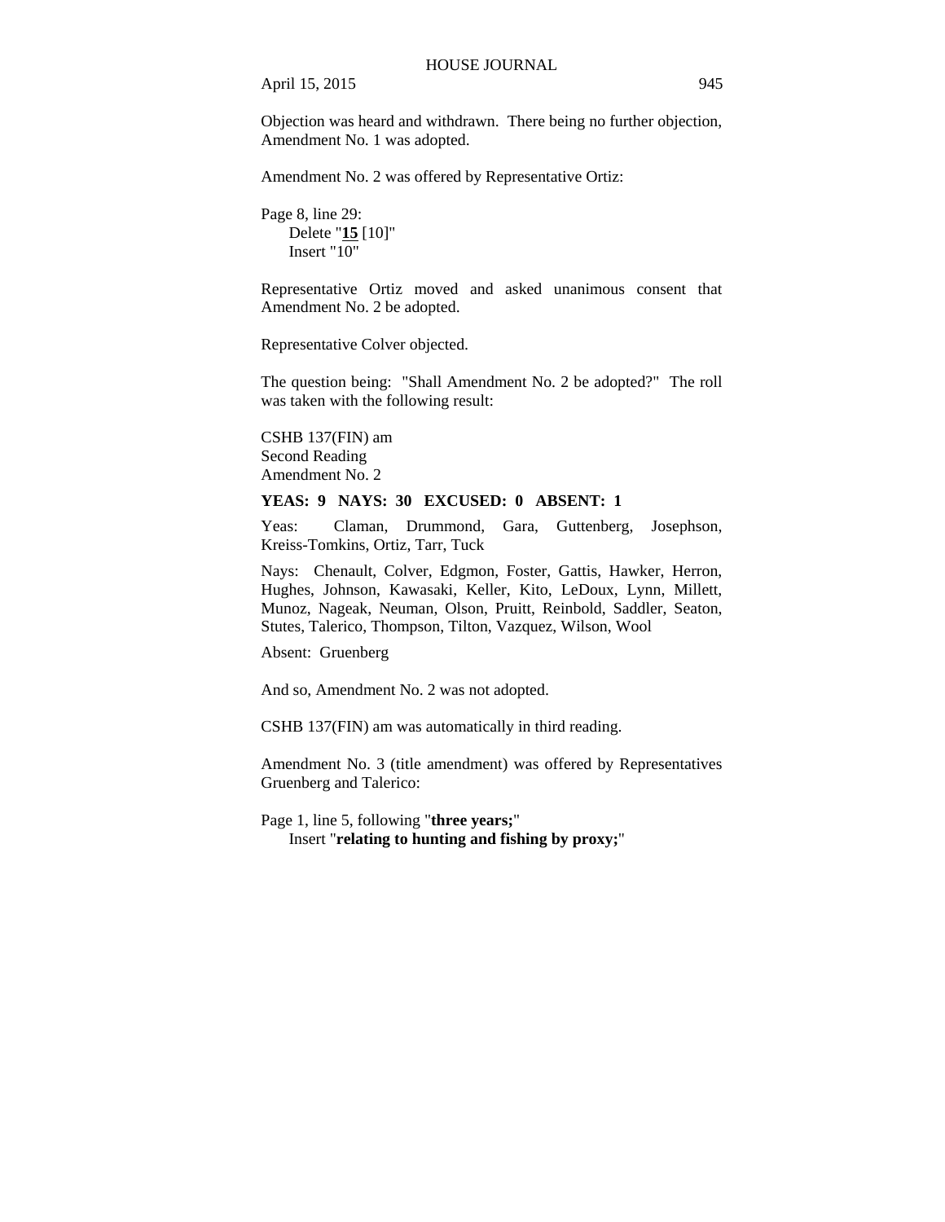Objection was heard and withdrawn. There being no further objection, Amendment No. 1 was adopted.

Amendment No. 2 was offered by Representative Ortiz:

Page 8, line 29:
Delete "**15** [10]"
Insert "10"

Representative Ortiz moved and asked unanimous consent that Amendment No. 2 be adopted.

Representative Colver objected.

The question being: "Shall Amendment No. 2 be adopted?" The roll was taken with the following result:

CSHB 137(FIN) am
Second Reading
Amendment No. 2

**YEAS: 9 NAYS: 30 EXCUSED: 0 ABSENT: 1**

Yeas: Claman, Drummond, Gara, Guttenberg, Josephson, Kreiss-Tomkins, Ortiz, Tarr, Tuck

Nays: Chenault, Colver, Edgmon, Foster, Gattis, Hawker, Herron, Hughes, Johnson, Kawasaki, Keller, Kito, LeDoux, Lynn, Millett, Munoz, Nageak, Neuman, Olson, Pruitt, Reinbold, Saddler, Seaton, Stutes, Talerico, Thompson, Tilton, Vazquez, Wilson, Wool

Absent: Gruenberg

And so, Amendment No. 2 was not adopted.

CSHB 137(FIN) am was automatically in third reading.

Amendment No. 3 (title amendment) was offered by Representatives Gruenberg and Talerico:

Page 1, line 5, following "**three years;**"
Insert "**relating to hunting and fishing by proxy;**"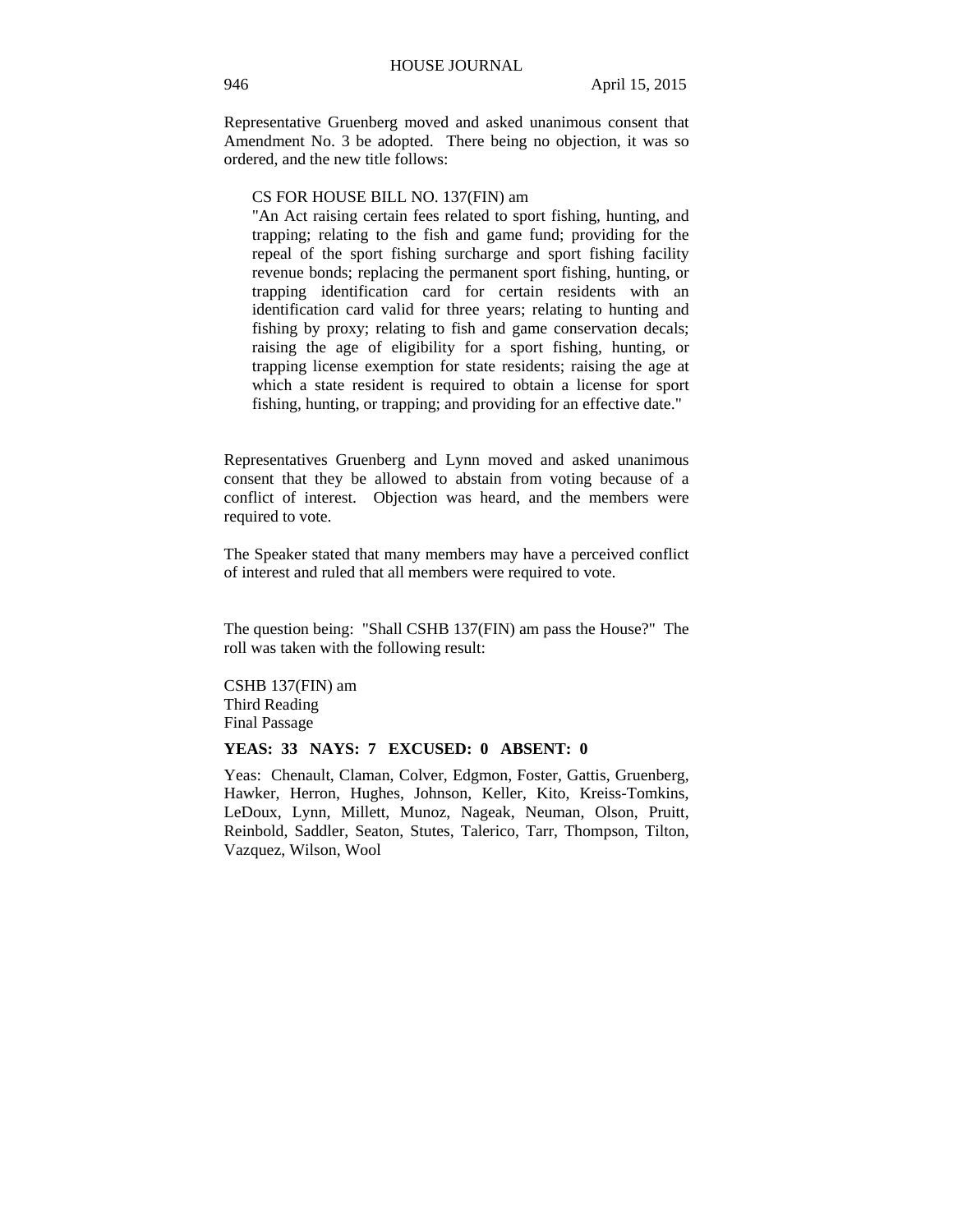Representative Gruenberg moved and asked unanimous consent that Amendment No. 3 be adopted. There being no objection, it was so ordered, and the new title follows:

> CS FOR HOUSE BILL NO. 137(FIN) am
> "An Act raising certain fees related to sport fishing, hunting, and trapping; relating to the fish and game fund; providing for the repeal of the sport fishing surcharge and sport fishing facility revenue bonds; replacing the permanent sport fishing, hunting, or trapping identification card for certain residents with an identification card valid for three years; relating to hunting and fishing by proxy; relating to fish and game conservation decals; raising the age of eligibility for a sport fishing, hunting, or trapping license exemption for state residents; raising the age at which a state resident is required to obtain a license for sport fishing, hunting, or trapping; and providing for an effective date."

Representatives Gruenberg and Lynn moved and asked unanimous consent that they be allowed to abstain from voting because of a conflict of interest. Objection was heard, and the members were required to vote.

The Speaker stated that many members may have a perceived conflict of interest and ruled that all members were required to vote.

The question being: "Shall CSHB 137(FIN) am pass the House?" The roll was taken with the following result:

CSHB 137(FIN) am
Third Reading
Final Passage

**YEAS: 33 NAYS: 7 EXCUSED: 0 ABSENT: 0**

Yeas: Chenault, Claman, Colver, Edgmon, Foster, Gattis, Gruenberg, Hawker, Herron, Hughes, Johnson, Keller, Kito, Kreiss-Tomkins, LeDoux, Lynn, Millett, Munoz, Nageak, Neuman, Olson, Pruitt, Reinbold, Saddler, Seaton, Stutes, Talerico, Tarr, Thompson, Tilton, Vazquez, Wilson, Wool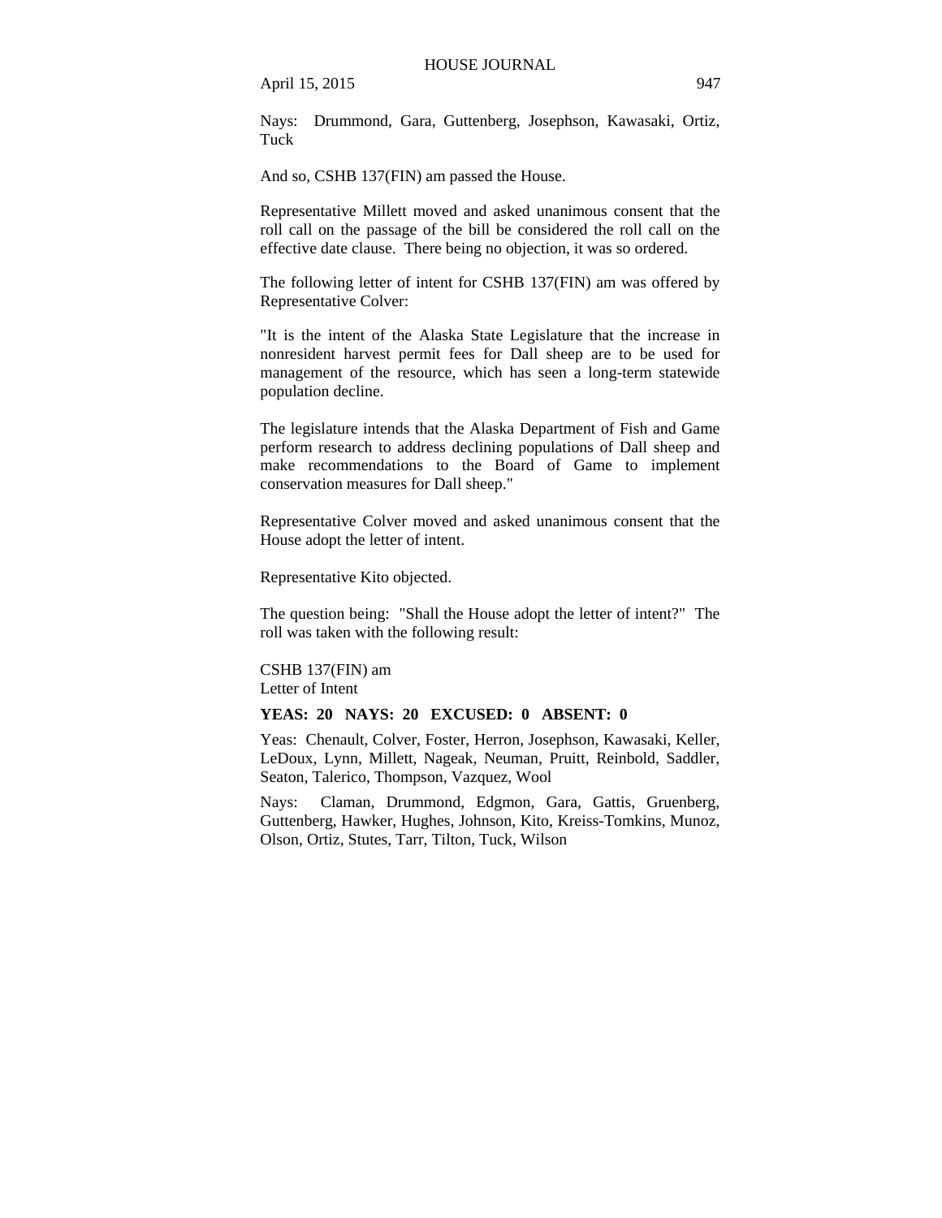Nays: Drummond, Gara, Guttenberg, Josephson, Kawasaki, Ortiz, Tuck

And so, CSHB 137(FIN) am passed the House.

Representative Millett moved and asked unanimous consent that the roll call on the passage of the bill be considered the roll call on the effective date clause. There being no objection, it was so ordered.

The following letter of intent for CSHB 137(FIN) am was offered by Representative Colver:

"It is the intent of the Alaska State Legislature that the increase in nonresident harvest permit fees for Dall sheep are to be used for management of the resource, which has seen a long-term statewide population decline.

The legislature intends that the Alaska Department of Fish and Game perform research to address declining populations of Dall sheep and make recommendations to the Board of Game to implement conservation measures for Dall sheep."

Representative Colver moved and asked unanimous consent that the House adopt the letter of intent.

Representative Kito objected.

The question being: "Shall the House adopt the letter of intent?" The roll was taken with the following result:

CSHB 137(FIN) am
Letter of Intent

**YEAS: 20 NAYS: 20 EXCUSED: 0 ABSENT: 0**

Yeas: Chenault, Colver, Foster, Herron, Josephson, Kawasaki, Keller, LeDoux, Lynn, Millett, Nageak, Neuman, Pruitt, Reinbold, Saddler, Seaton, Talerico, Thompson, Vazquez, Wool

Nays: Claman, Drummond, Edgmon, Gara, Gattis, Gruenberg, Guttenberg, Hawker, Hughes, Johnson, Kito, Kreiss-Tomkins, Munoz, Olson, Ortiz, Stutes, Tarr, Tilton, Tuck, Wilson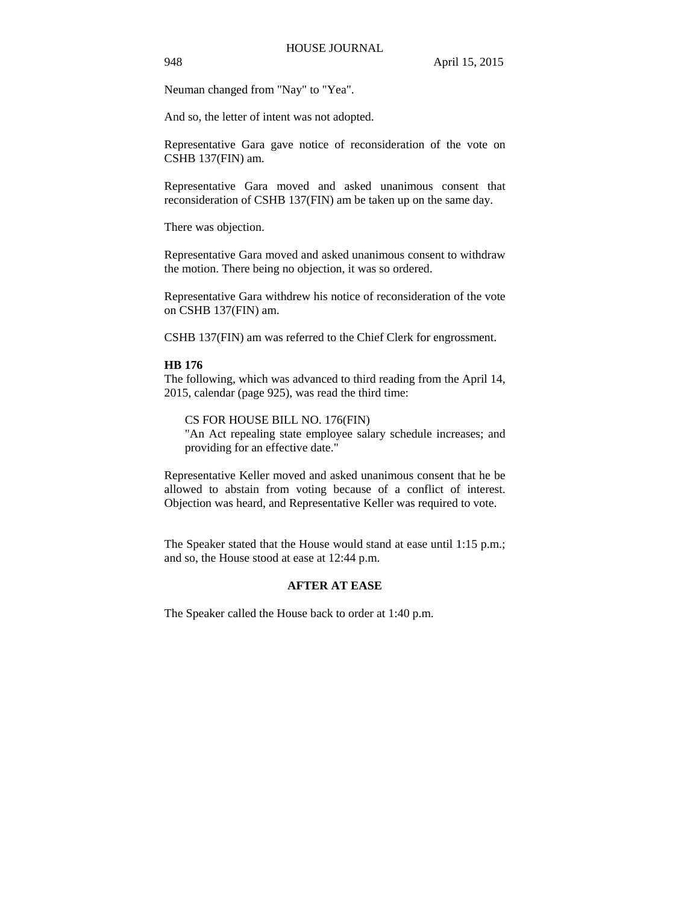Neuman changed from "Nay" to "Yea".

And so, the letter of intent was not adopted.

Representative Gara gave notice of reconsideration of the vote on CSHB 137(FIN) am.

Representative Gara moved and asked unanimous consent that reconsideration of CSHB 137(FIN) am be taken up on the same day.

There was objection.

Representative Gara moved and asked unanimous consent to withdraw the motion. There being no objection, it was so ordered.

Representative Gara withdrew his notice of reconsideration of the vote on CSHB 137(FIN) am.

CSHB 137(FIN) am was referred to the Chief Clerk for engrossment.

**HB 176**

The following, which was advanced to third reading from the April 14, 2015, calendar (page 925), was read the third time:

> CS FOR HOUSE BILL NO. 176(FIN)
> "An Act repealing state employee salary schedule increases; and providing for an effective date."

Representative Keller moved and asked unanimous consent that he be allowed to abstain from voting because of a conflict of interest. Objection was heard, and Representative Keller was required to vote.

The Speaker stated that the House would stand at ease until 1:15 p.m.; and so, the House stood at ease at 12:44 p.m.

## AFTER AT EASE

The Speaker called the House back to order at 1:40 p.m.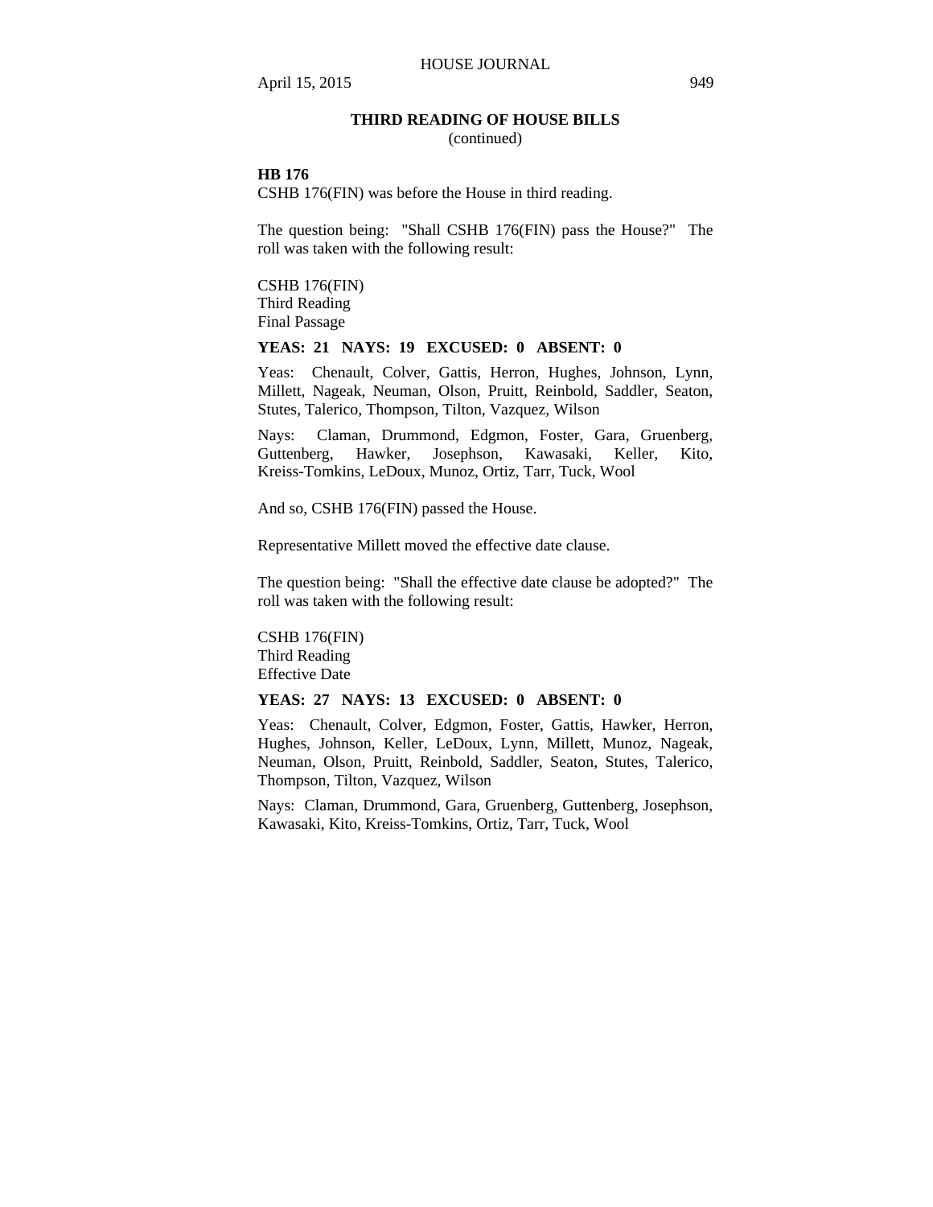## THIRD READING OF HOUSE BILLS
(continued)

**HB 176**

CSHB 176(FIN) was before the House in third reading.

The question being: "Shall CSHB 176(FIN) pass the House?" The roll was taken with the following result:

CSHB 176(FIN)
Third Reading
Final Passage

**YEAS: 21 NAYS: 19 EXCUSED: 0 ABSENT: 0**

Yeas: Chenault, Colver, Gattis, Herron, Hughes, Johnson, Lynn, Millett, Nageak, Neuman, Olson, Pruitt, Reinbold, Saddler, Seaton, Stutes, Talerico, Thompson, Tilton, Vazquez, Wilson

Nays: Claman, Drummond, Edgmon, Foster, Gara, Gruenberg, Guttenberg, Hawker, Josephson, Kawasaki, Keller, Kito, Kreiss-Tomkins, LeDoux, Munoz, Ortiz, Tarr, Tuck, Wool

And so, CSHB 176(FIN) passed the House.

Representative Millett moved the effective date clause.

The question being: "Shall the effective date clause be adopted?" The roll was taken with the following result:

CSHB 176(FIN)
Third Reading
Effective Date

**YEAS: 27 NAYS: 13 EXCUSED: 0 ABSENT: 0**

Yeas: Chenault, Colver, Edgmon, Foster, Gattis, Hawker, Herron, Hughes, Johnson, Keller, LeDoux, Lynn, Millett, Munoz, Nageak, Neuman, Olson, Pruitt, Reinbold, Saddler, Seaton, Stutes, Talerico, Thompson, Tilton, Vazquez, Wilson

Nays: Claman, Drummond, Gara, Gruenberg, Guttenberg, Josephson, Kawasaki, Kito, Kreiss-Tomkins, Ortiz, Tarr, Tuck, Wool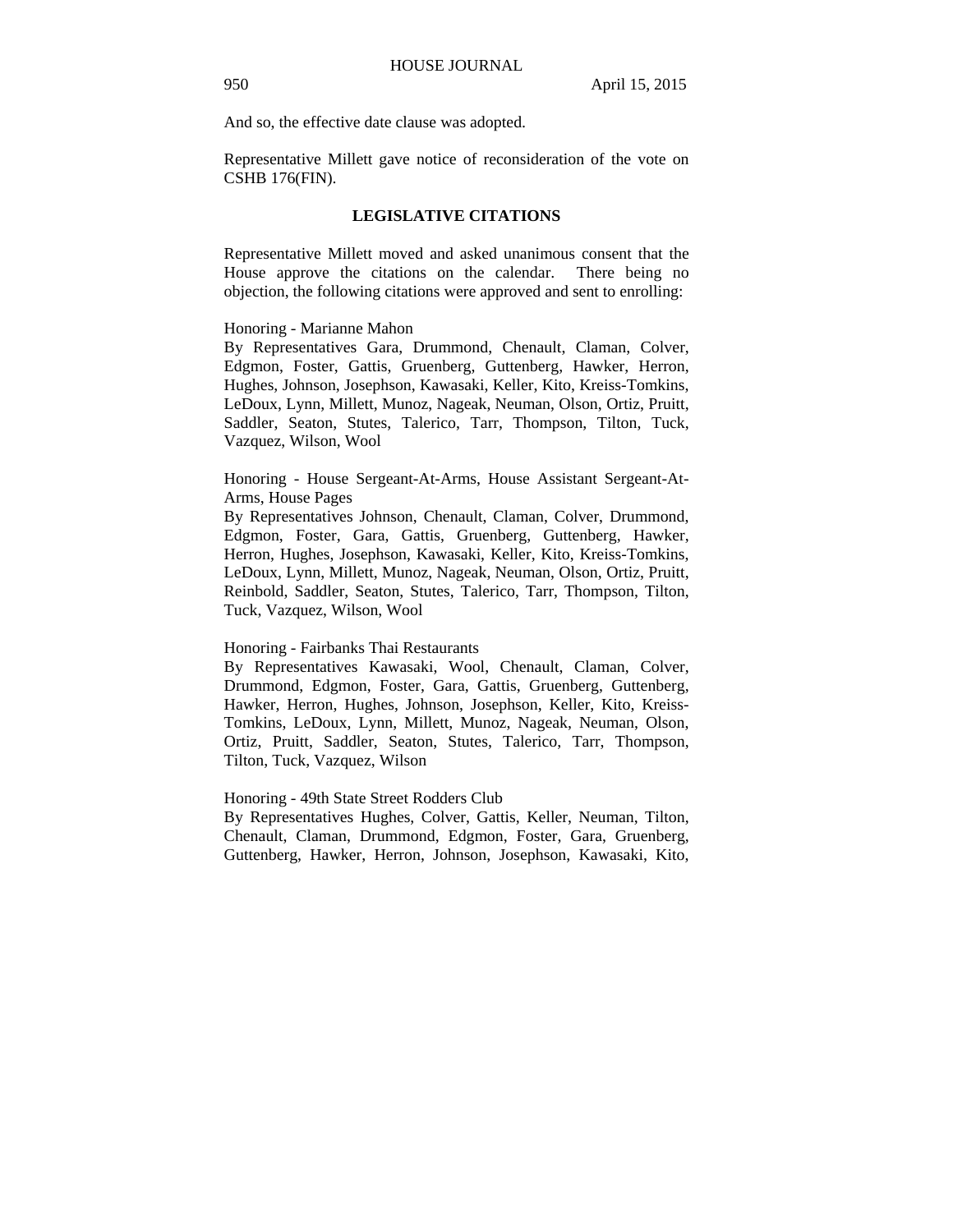And so, the effective date clause was adopted.

Representative Millett gave notice of reconsideration of the vote on CSHB 176(FIN).

## LEGISLATIVE CITATIONS

Representative Millett moved and asked unanimous consent that the House approve the citations on the calendar. There being no objection, the following citations were approved and sent to enrolling:

Honoring - Marianne Mahon
By Representatives Gara, Drummond, Chenault, Claman, Colver, Edgmon, Foster, Gattis, Gruenberg, Guttenberg, Hawker, Herron, Hughes, Johnson, Josephson, Kawasaki, Keller, Kito, Kreiss-Tomkins, LeDoux, Lynn, Millett, Munoz, Nageak, Neuman, Olson, Ortiz, Pruitt, Saddler, Seaton, Stutes, Talerico, Tarr, Thompson, Tilton, Tuck, Vazquez, Wilson, Wool

Honoring - House Sergeant-At-Arms, House Assistant Sergeant-At-Arms, House Pages
By Representatives Johnson, Chenault, Claman, Colver, Drummond, Edgmon, Foster, Gara, Gattis, Gruenberg, Guttenberg, Hawker, Herron, Hughes, Josephson, Kawasaki, Keller, Kito, Kreiss-Tomkins, LeDoux, Lynn, Millett, Munoz, Nageak, Neuman, Olson, Ortiz, Pruitt, Reinbold, Saddler, Seaton, Stutes, Talerico, Tarr, Thompson, Tilton, Tuck, Vazquez, Wilson, Wool

Honoring - Fairbanks Thai Restaurants
By Representatives Kawasaki, Wool, Chenault, Claman, Colver, Drummond, Edgmon, Foster, Gara, Gattis, Gruenberg, Guttenberg, Hawker, Herron, Hughes, Johnson, Josephson, Keller, Kito, Kreiss-Tomkins, LeDoux, Lynn, Millett, Munoz, Nageak, Neuman, Olson, Ortiz, Pruitt, Saddler, Seaton, Stutes, Talerico, Tarr, Thompson, Tilton, Tuck, Vazquez, Wilson

Honoring - 49th State Street Rodders Club
By Representatives Hughes, Colver, Gattis, Keller, Neuman, Tilton, Chenault, Claman, Drummond, Edgmon, Foster, Gara, Gruenberg, Guttenberg, Hawker, Herron, Johnson, Josephson, Kawasaki, Kito,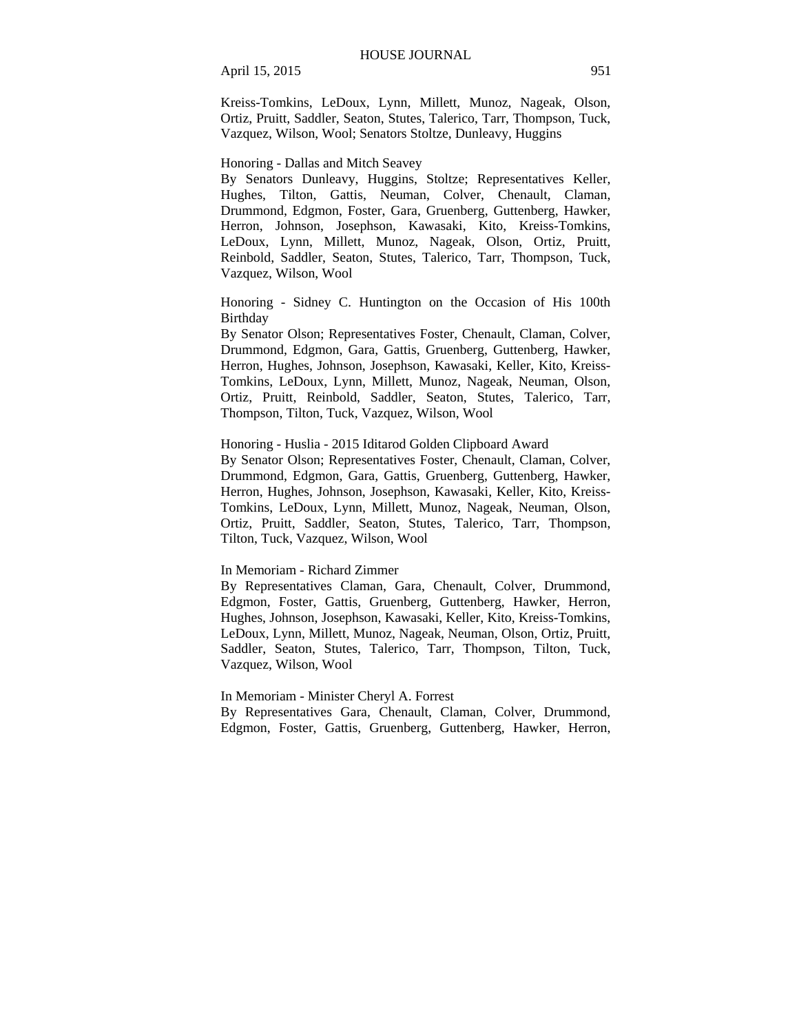Kreiss-Tomkins, LeDoux, Lynn, Millett, Munoz, Nageak, Olson, Ortiz, Pruitt, Saddler, Seaton, Stutes, Talerico, Tarr, Thompson, Tuck, Vazquez, Wilson, Wool; Senators Stoltze, Dunleavy, Huggins

Honoring - Dallas and Mitch Seavey
By Senators Dunleavy, Huggins, Stoltze; Representatives Keller, Hughes, Tilton, Gattis, Neuman, Colver, Chenault, Claman, Drummond, Edgmon, Foster, Gara, Gruenberg, Guttenberg, Hawker, Herron, Johnson, Josephson, Kawasaki, Kito, Kreiss-Tomkins, LeDoux, Lynn, Millett, Munoz, Nageak, Olson, Ortiz, Pruitt, Reinbold, Saddler, Seaton, Stutes, Talerico, Tarr, Thompson, Tuck, Vazquez, Wilson, Wool

Honoring - Sidney C. Huntington on the Occasion of His 100th Birthday
By Senator Olson; Representatives Foster, Chenault, Claman, Colver, Drummond, Edgmon, Gara, Gattis, Gruenberg, Guttenberg, Hawker, Herron, Hughes, Johnson, Josephson, Kawasaki, Keller, Kito, Kreiss-Tomkins, LeDoux, Lynn, Millett, Munoz, Nageak, Neuman, Olson, Ortiz, Pruitt, Reinbold, Saddler, Seaton, Stutes, Talerico, Tarr, Thompson, Tilton, Tuck, Vazquez, Wilson, Wool

Honoring - Huslia - 2015 Iditarod Golden Clipboard Award
By Senator Olson; Representatives Foster, Chenault, Claman, Colver, Drummond, Edgmon, Gara, Gattis, Gruenberg, Guttenberg, Hawker, Herron, Hughes, Johnson, Josephson, Kawasaki, Keller, Kito, Kreiss-Tomkins, LeDoux, Lynn, Millett, Munoz, Nageak, Neuman, Olson, Ortiz, Pruitt, Saddler, Seaton, Stutes, Talerico, Tarr, Thompson, Tilton, Tuck, Vazquez, Wilson, Wool

In Memoriam - Richard Zimmer
By Representatives Claman, Gara, Chenault, Colver, Drummond, Edgmon, Foster, Gattis, Gruenberg, Guttenberg, Hawker, Herron, Hughes, Johnson, Josephson, Kawasaki, Keller, Kito, Kreiss-Tomkins, LeDoux, Lynn, Millett, Munoz, Nageak, Neuman, Olson, Ortiz, Pruitt, Saddler, Seaton, Stutes, Talerico, Tarr, Thompson, Tilton, Tuck, Vazquez, Wilson, Wool

In Memoriam - Minister Cheryl A. Forrest
By Representatives Gara, Chenault, Claman, Colver, Drummond, Edgmon, Foster, Gattis, Gruenberg, Guttenberg, Hawker, Herron,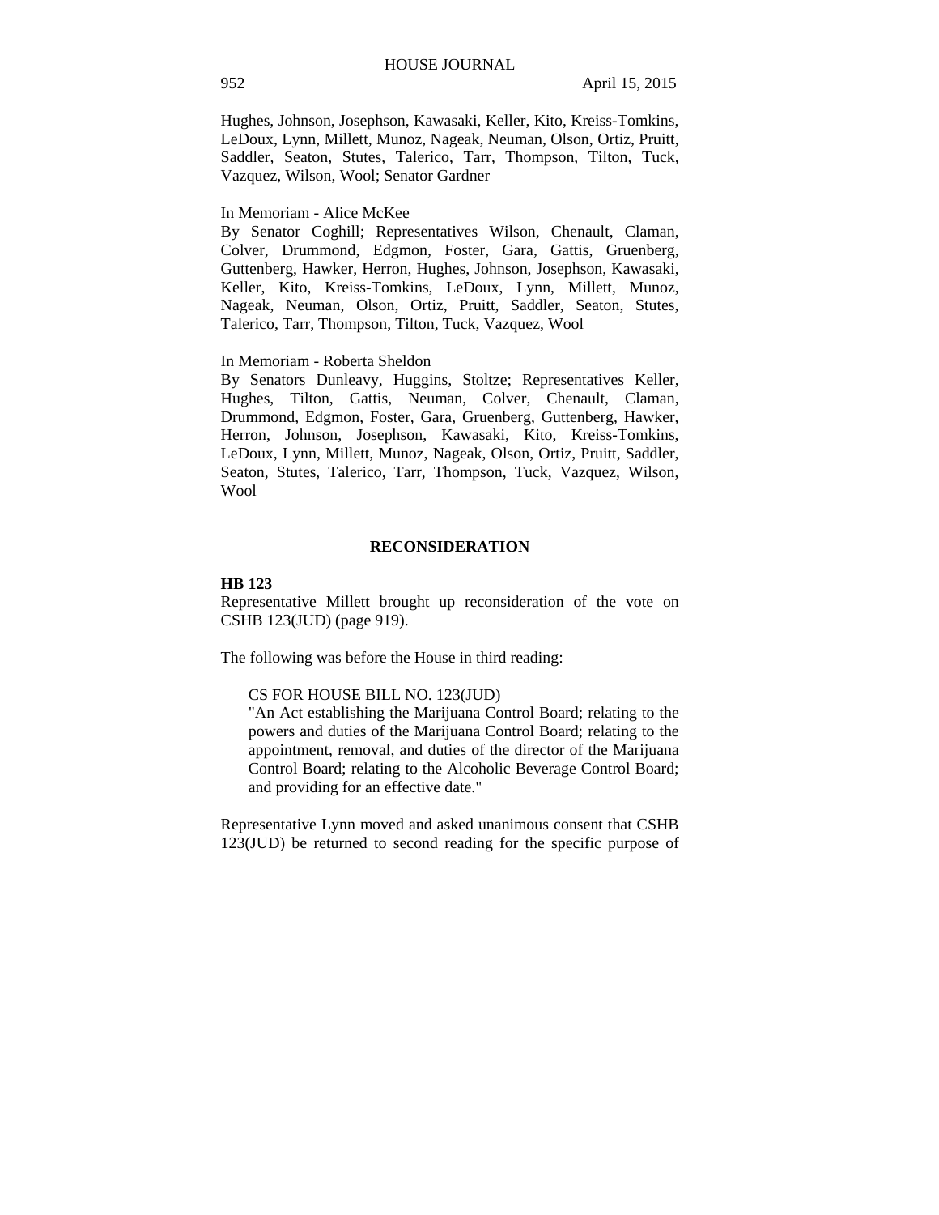Hughes, Johnson, Josephson, Kawasaki, Keller, Kito, Kreiss-Tomkins, LeDoux, Lynn, Millett, Munoz, Nageak, Neuman, Olson, Ortiz, Pruitt, Saddler, Seaton, Stutes, Talerico, Tarr, Thompson, Tilton, Tuck, Vazquez, Wilson, Wool; Senator Gardner

In Memoriam - Alice McKee
By Senator Coghill; Representatives Wilson, Chenault, Claman, Colver, Drummond, Edgmon, Foster, Gara, Gattis, Gruenberg, Guttenberg, Hawker, Herron, Hughes, Johnson, Josephson, Kawasaki, Keller, Kito, Kreiss-Tomkins, LeDoux, Lynn, Millett, Munoz, Nageak, Neuman, Olson, Ortiz, Pruitt, Saddler, Seaton, Stutes, Talerico, Tarr, Thompson, Tilton, Tuck, Vazquez, Wool

In Memoriam - Roberta Sheldon
By Senators Dunleavy, Huggins, Stoltze; Representatives Keller, Hughes, Tilton, Gattis, Neuman, Colver, Chenault, Claman, Drummond, Edgmon, Foster, Gara, Gruenberg, Guttenberg, Hawker, Herron, Johnson, Josephson, Kawasaki, Kito, Kreiss-Tomkins, LeDoux, Lynn, Millett, Munoz, Nageak, Olson, Ortiz, Pruitt, Saddler, Seaton, Stutes, Talerico, Tarr, Thompson, Tuck, Vazquez, Wilson, Wool

## RECONSIDERATION

**HB 123**
Representative Millett brought up reconsideration of the vote on CSHB 123(JUD) (page 919).

The following was before the House in third reading:

> CS FOR HOUSE BILL NO. 123(JUD)
> "An Act establishing the Marijuana Control Board; relating to the powers and duties of the Marijuana Control Board; relating to the appointment, removal, and duties of the director of the Marijuana Control Board; relating to the Alcoholic Beverage Control Board; and providing for an effective date."

Representative Lynn moved and asked unanimous consent that CSHB 123(JUD) be returned to second reading for the specific purpose of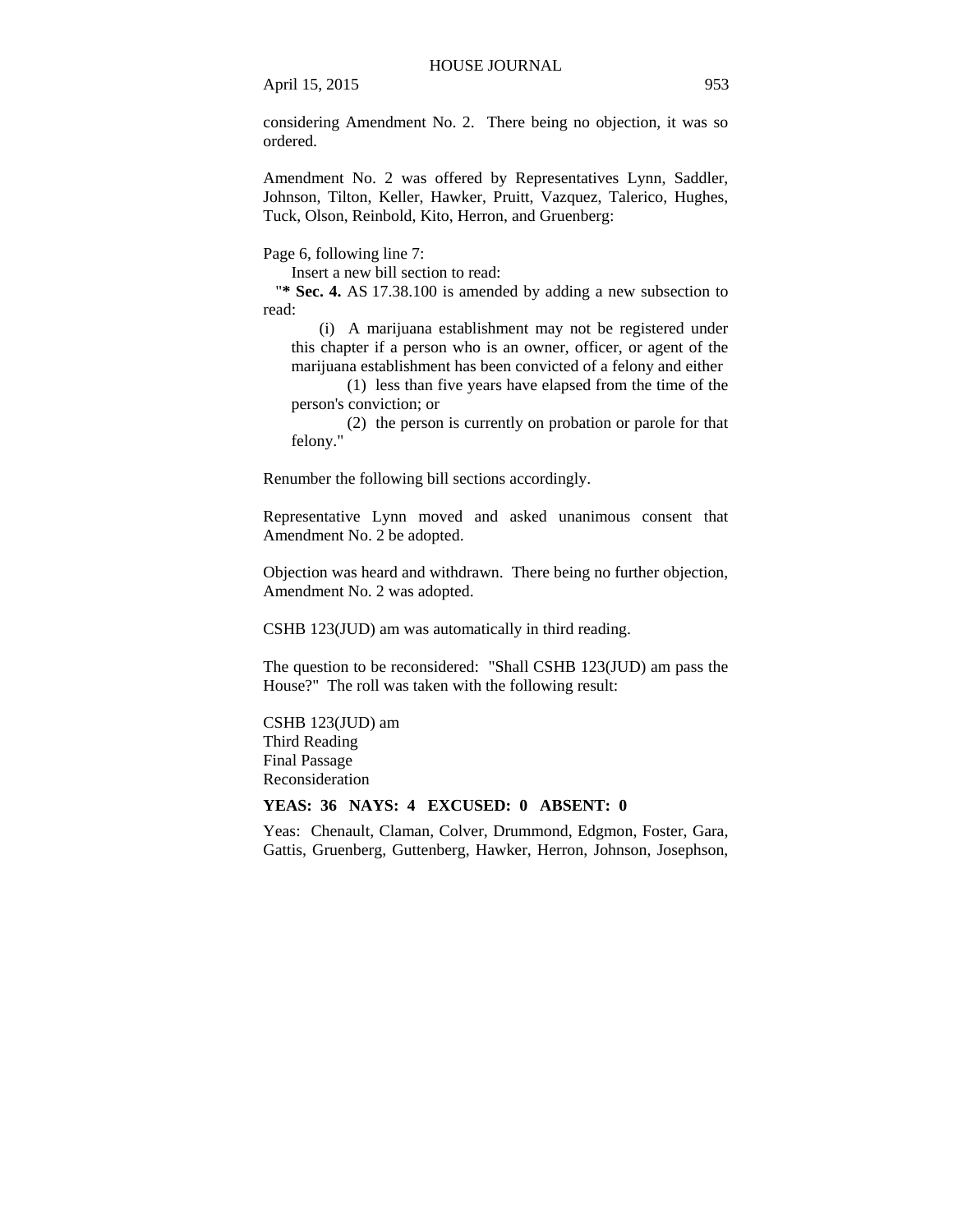considering Amendment No. 2. There being no objection, it was so ordered.

Amendment No. 2 was offered by Representatives Lynn, Saddler, Johnson, Tilton, Keller, Hawker, Pruitt, Vazquez, Talerico, Hughes, Tuck, Olson, Reinbold, Kito, Herron, and Gruenberg:

Page 6, following line 7:

Insert a new bill section to read:

"**\* Sec. 4.** AS 17.38.100 is amended by adding a new subsection to read:

(i) A marijuana establishment may not be registered under this chapter if a person who is an owner, officer, or agent of the marijuana establishment has been convicted of a felony and either

(1) less than five years have elapsed from the time of the person's conviction; or

(2) the person is currently on probation or parole for that felony."

Renumber the following bill sections accordingly.

Representative Lynn moved and asked unanimous consent that Amendment No. 2 be adopted.

Objection was heard and withdrawn. There being no further objection, Amendment No. 2 was adopted.

CSHB 123(JUD) am was automatically in third reading.

The question to be reconsidered: "Shall CSHB 123(JUD) am pass the House?" The roll was taken with the following result:

CSHB 123(JUD) am
Third Reading
Final Passage
Reconsideration

**YEAS: 36 NAYS: 4 EXCUSED: 0 ABSENT: 0**

Yeas: Chenault, Claman, Colver, Drummond, Edgmon, Foster, Gara, Gattis, Gruenberg, Guttenberg, Hawker, Herron, Johnson, Josephson,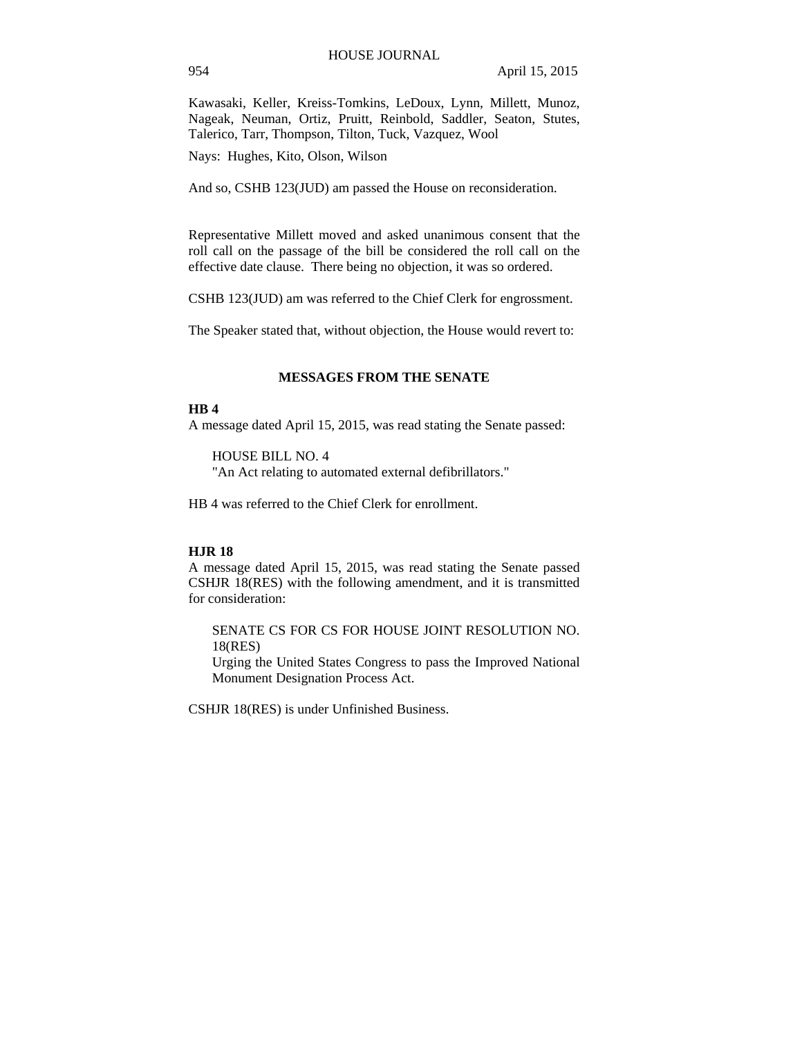Kawasaki, Keller, Kreiss-Tomkins, LeDoux, Lynn, Millett, Munoz, Nageak, Neuman, Ortiz, Pruitt, Reinbold, Saddler, Seaton, Stutes, Talerico, Tarr, Thompson, Tilton, Tuck, Vazquez, Wool

Nays: Hughes, Kito, Olson, Wilson

And so, CSHB 123(JUD) am passed the House on reconsideration.

Representative Millett moved and asked unanimous consent that the roll call on the passage of the bill be considered the roll call on the effective date clause. There being no objection, it was so ordered.

CSHB 123(JUD) am was referred to the Chief Clerk for engrossment.

The Speaker stated that, without objection, the House would revert to:

## MESSAGES FROM THE SENATE

**HB 4**

A message dated April 15, 2015, was read stating the Senate passed:

HOUSE BILL NO. 4
"An Act relating to automated external defibrillators."

HB 4 was referred to the Chief Clerk for enrollment.

**HJR 18**

A message dated April 15, 2015, was read stating the Senate passed CSHJR 18(RES) with the following amendment, and it is transmitted for consideration:

SENATE CS FOR CS FOR HOUSE JOINT RESOLUTION NO. 18(RES)
Urging the United States Congress to pass the Improved National Monument Designation Process Act.

CSHJR 18(RES) is under Unfinished Business.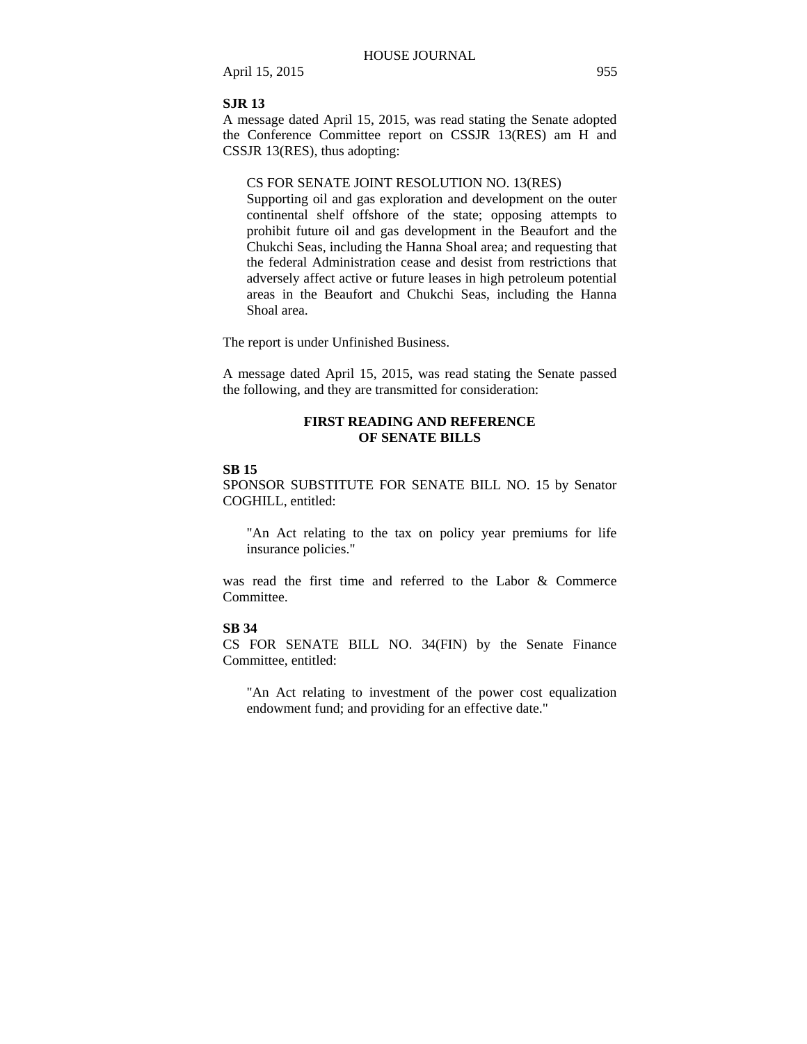**SJR 13**

A message dated April 15, 2015, was read stating the Senate adopted the Conference Committee report on CSSJR 13(RES) am H and CSSJR 13(RES), thus adopting:

> CS FOR SENATE JOINT RESOLUTION NO. 13(RES)
> Supporting oil and gas exploration and development on the outer continental shelf offshore of the state; opposing attempts to prohibit future oil and gas development in the Beaufort and the Chukchi Seas, including the Hanna Shoal area; and requesting that the federal Administration cease and desist from restrictions that adversely affect active or future leases in high petroleum potential areas in the Beaufort and Chukchi Seas, including the Hanna Shoal area.

The report is under Unfinished Business.

A message dated April 15, 2015, was read stating the Senate passed the following, and they are transmitted for consideration:

## FIRST READING AND REFERENCE OF SENATE BILLS

**SB 15**

SPONSOR SUBSTITUTE FOR SENATE BILL NO. 15 by Senator COGHILL, entitled:

> "An Act relating to the tax on policy year premiums for life insurance policies."

was read the first time and referred to the Labor & Commerce Committee.

**SB 34**

CS FOR SENATE BILL NO. 34(FIN) by the Senate Finance Committee, entitled:

> "An Act relating to investment of the power cost equalization endowment fund; and providing for an effective date."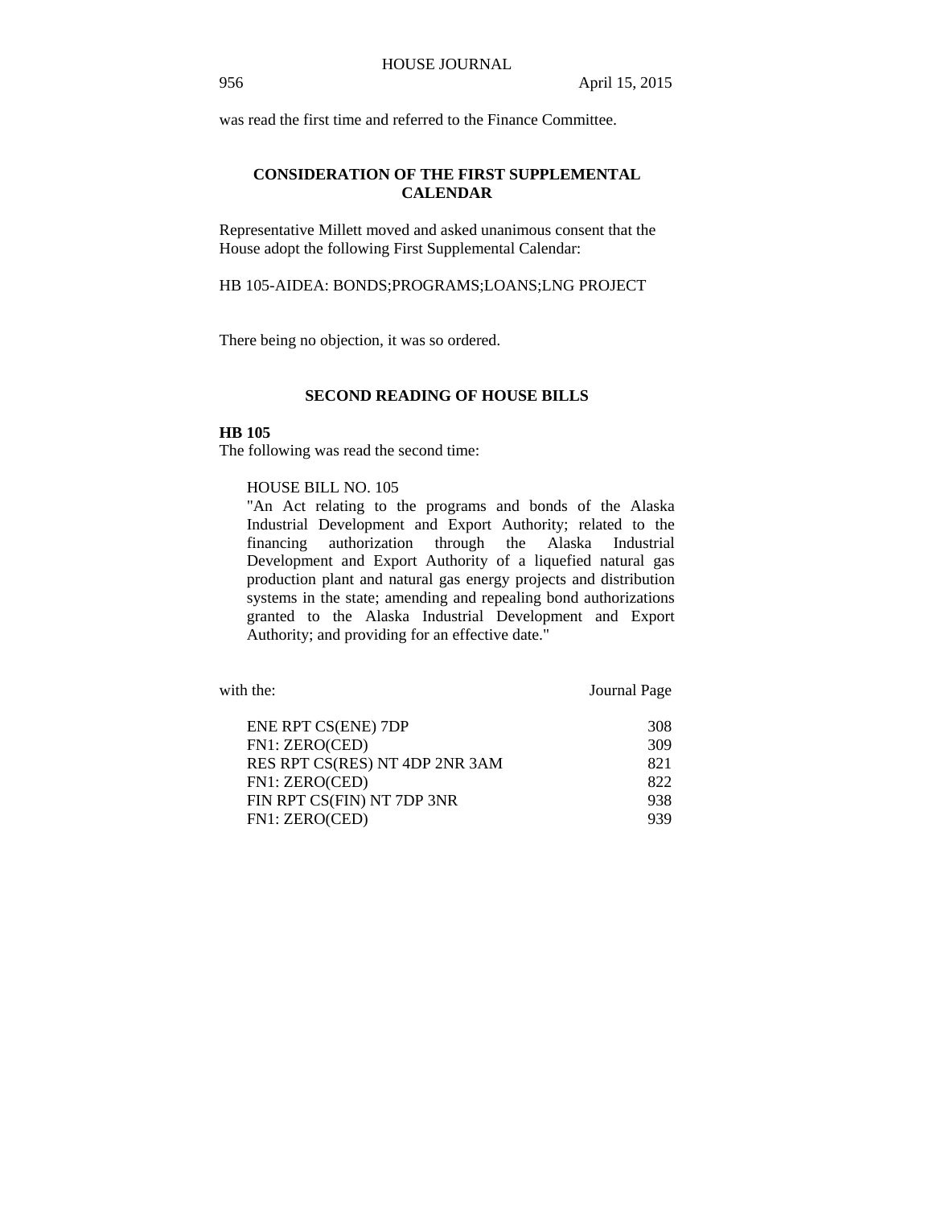was read the first time and referred to the Finance Committee.

## CONSIDERATION OF THE FIRST SUPPLEMENTAL CALENDAR

Representative Millett moved and asked unanimous consent that the House adopt the following First Supplemental Calendar:

HB 105-AIDEA: BONDS;PROGRAMS;LOANS;LNG PROJECT

There being no objection, it was so ordered.

## SECOND READING OF HOUSE BILLS

**HB 105**

The following was read the second time:

> HOUSE BILL NO. 105
>
> "An Act relating to the programs and bonds of the Alaska Industrial Development and Export Authority; related to the financing authorization through the Alaska Industrial Development and Export Authority of a liquefied natural gas production plant and natural gas energy projects and distribution systems in the state; amending and repealing bond authorizations granted to the Alaska Industrial Development and Export Authority; and providing for an effective date."

| with the: | Journal Page |
|---|---|
| ENE RPT CS(ENE) 7DP | 308 |
| FN1: ZERO(CED) | 309 |
| RES RPT CS(RES) NT 4DP 2NR 3AM | 821 |
| FN1: ZERO(CED) | 822 |
| FIN RPT CS(FIN) NT 7DP 3NR | 938 |
| FN1: ZERO(CED) | 939 |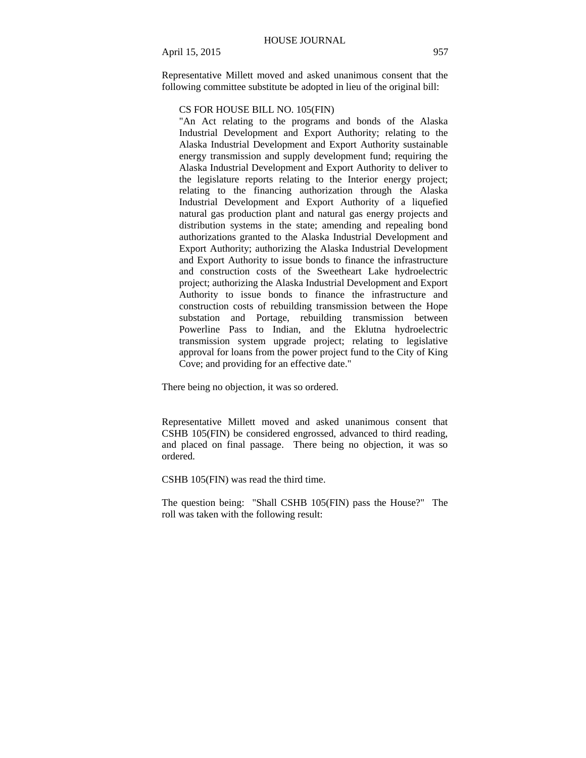Representative Millett moved and asked unanimous consent that the following committee substitute be adopted in lieu of the original bill:

CS FOR HOUSE BILL NO. 105(FIN)
"An Act relating to the programs and bonds of the Alaska Industrial Development and Export Authority; relating to the Alaska Industrial Development and Export Authority sustainable energy transmission and supply development fund; requiring the Alaska Industrial Development and Export Authority to deliver to the legislature reports relating to the Interior energy project; relating to the financing authorization through the Alaska Industrial Development and Export Authority of a liquefied natural gas production plant and natural gas energy projects and distribution systems in the state; amending and repealing bond authorizations granted to the Alaska Industrial Development and Export Authority; authorizing the Alaska Industrial Development and Export Authority to issue bonds to finance the infrastructure and construction costs of the Sweetheart Lake hydroelectric project; authorizing the Alaska Industrial Development and Export Authority to issue bonds to finance the infrastructure and construction costs of rebuilding transmission between the Hope substation and Portage, rebuilding transmission between Powerline Pass to Indian, and the Eklutna hydroelectric transmission system upgrade project; relating to legislative approval for loans from the power project fund to the City of King Cove; and providing for an effective date."

There being no objection, it was so ordered.

Representative Millett moved and asked unanimous consent that CSHB 105(FIN) be considered engrossed, advanced to third reading, and placed on final passage. There being no objection, it was so ordered.

CSHB 105(FIN) was read the third time.

The question being: "Shall CSHB 105(FIN) pass the House?" The roll was taken with the following result: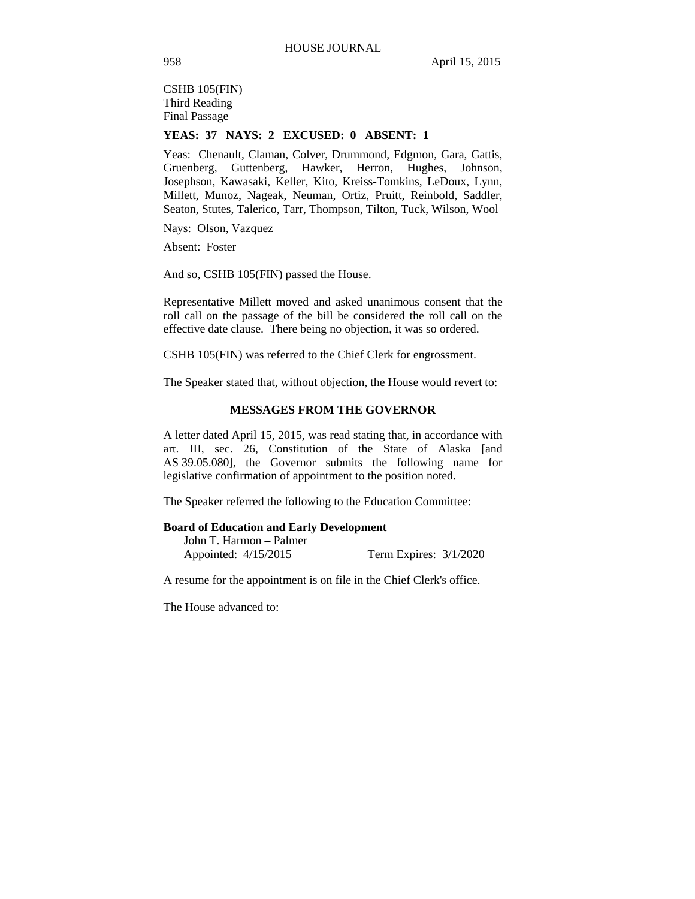CSHB 105(FIN)
Third Reading
Final Passage

**YEAS: 37 NAYS: 2 EXCUSED: 0 ABSENT: 1**

Yeas: Chenault, Claman, Colver, Drummond, Edgmon, Gara, Gattis, Gruenberg, Guttenberg, Hawker, Herron, Hughes, Johnson, Josephson, Kawasaki, Keller, Kito, Kreiss-Tomkins, LeDoux, Lynn, Millett, Munoz, Nageak, Neuman, Ortiz, Pruitt, Reinbold, Saddler, Seaton, Stutes, Talerico, Tarr, Thompson, Tilton, Tuck, Wilson, Wool

Nays: Olson, Vazquez

Absent: Foster

And so, CSHB 105(FIN) passed the House.

Representative Millett moved and asked unanimous consent that the roll call on the passage of the bill be considered the roll call on the effective date clause. There being no objection, it was so ordered.

CSHB 105(FIN) was referred to the Chief Clerk for engrossment.

The Speaker stated that, without objection, the House would revert to:

## MESSAGES FROM THE GOVERNOR

A letter dated April 15, 2015, was read stating that, in accordance with art. III, sec. 26, Constitution of the State of Alaska [and AS 39.05.080], the Governor submits the following name for legislative confirmation of appointment to the position noted.

The Speaker referred the following to the Education Committee:

**Board of Education and Early Development**
John T. Harmon – Palmer
Appointed: 4/15/2015 Term Expires: 3/1/2020

A resume for the appointment is on file in the Chief Clerk's office.

The House advanced to: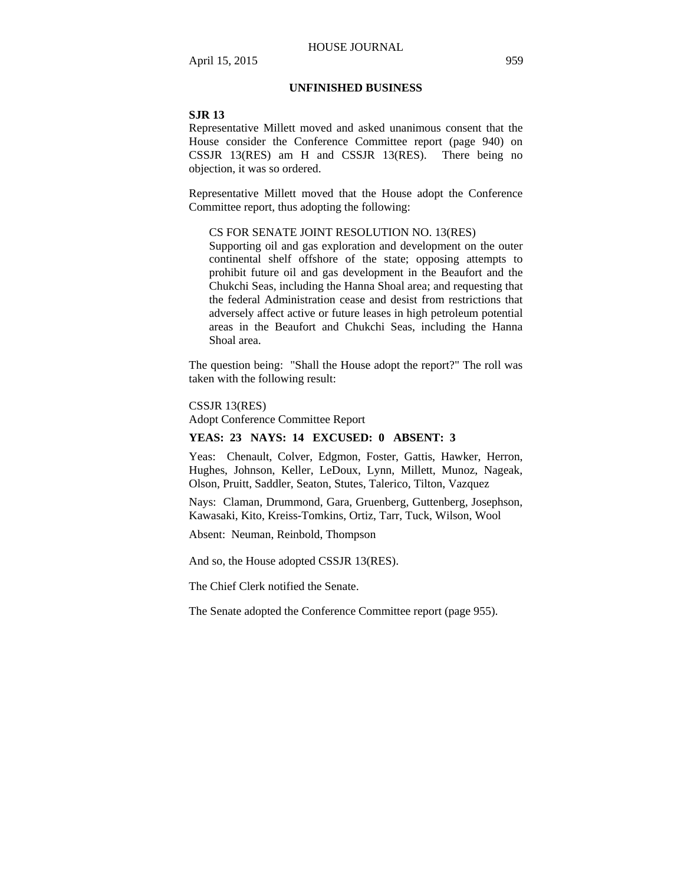## UNFINISHED BUSINESS

**SJR 13**

Representative Millett moved and asked unanimous consent that the House consider the Conference Committee report (page 940) on CSSJR 13(RES) am H and CSSJR 13(RES). There being no objection, it was so ordered.

Representative Millett moved that the House adopt the Conference Committee report, thus adopting the following:

> CS FOR SENATE JOINT RESOLUTION NO. 13(RES)
> Supporting oil and gas exploration and development on the outer continental shelf offshore of the state; opposing attempts to prohibit future oil and gas development in the Beaufort and the Chukchi Seas, including the Hanna Shoal area; and requesting that the federal Administration cease and desist from restrictions that adversely affect active or future leases in high petroleum potential areas in the Beaufort and Chukchi Seas, including the Hanna Shoal area.

The question being: "Shall the House adopt the report?" The roll was taken with the following result:

CSSJR 13(RES)
Adopt Conference Committee Report

**YEAS: 23 NAYS: 14 EXCUSED: 0 ABSENT: 3**

Yeas: Chenault, Colver, Edgmon, Foster, Gattis, Hawker, Herron, Hughes, Johnson, Keller, LeDoux, Lynn, Millett, Munoz, Nageak, Olson, Pruitt, Saddler, Seaton, Stutes, Talerico, Tilton, Vazquez

Nays: Claman, Drummond, Gara, Gruenberg, Guttenberg, Josephson, Kawasaki, Kito, Kreiss-Tomkins, Ortiz, Tarr, Tuck, Wilson, Wool

Absent: Neuman, Reinbold, Thompson

And so, the House adopted CSSJR 13(RES).

The Chief Clerk notified the Senate.

The Senate adopted the Conference Committee report (page 955).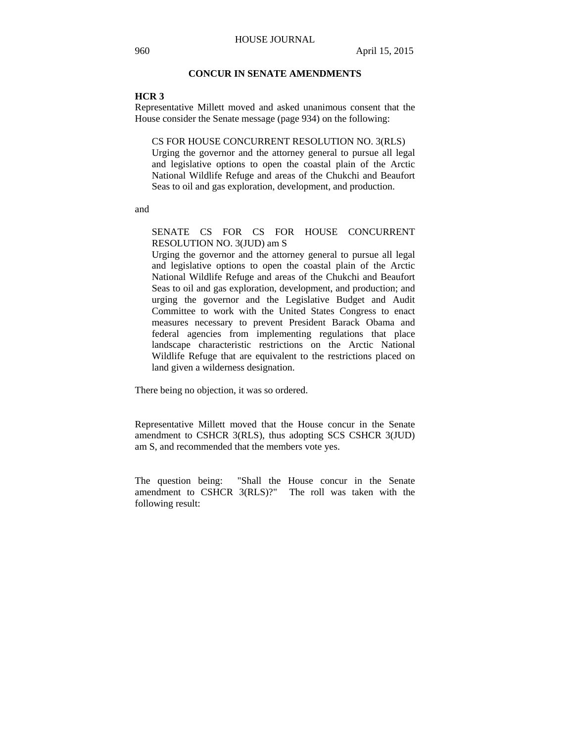## CONCUR IN SENATE AMENDMENTS

**HCR 3**

Representative Millett moved and asked unanimous consent that the House consider the Senate message (page 934) on the following:

> CS FOR HOUSE CONCURRENT RESOLUTION NO. 3(RLS)
> Urging the governor and the attorney general to pursue all legal and legislative options to open the coastal plain of the Arctic National Wildlife Refuge and areas of the Chukchi and Beaufort Seas to oil and gas exploration, development, and production.

and

> SENATE CS FOR CS FOR HOUSE CONCURRENT RESOLUTION NO. 3(JUD) am S
> Urging the governor and the attorney general to pursue all legal and legislative options to open the coastal plain of the Arctic National Wildlife Refuge and areas of the Chukchi and Beaufort Seas to oil and gas exploration, development, and production; and urging the governor and the Legislative Budget and Audit Committee to work with the United States Congress to enact measures necessary to prevent President Barack Obama and federal agencies from implementing regulations that place landscape characteristic restrictions on the Arctic National Wildlife Refuge that are equivalent to the restrictions placed on land given a wilderness designation.

There being no objection, it was so ordered.

Representative Millett moved that the House concur in the Senate amendment to CSHCR 3(RLS), thus adopting SCS CSHCR 3(JUD) am S, and recommended that the members vote yes.

The question being: "Shall the House concur in the Senate amendment to CSHCR 3(RLS)?" The roll was taken with the following result: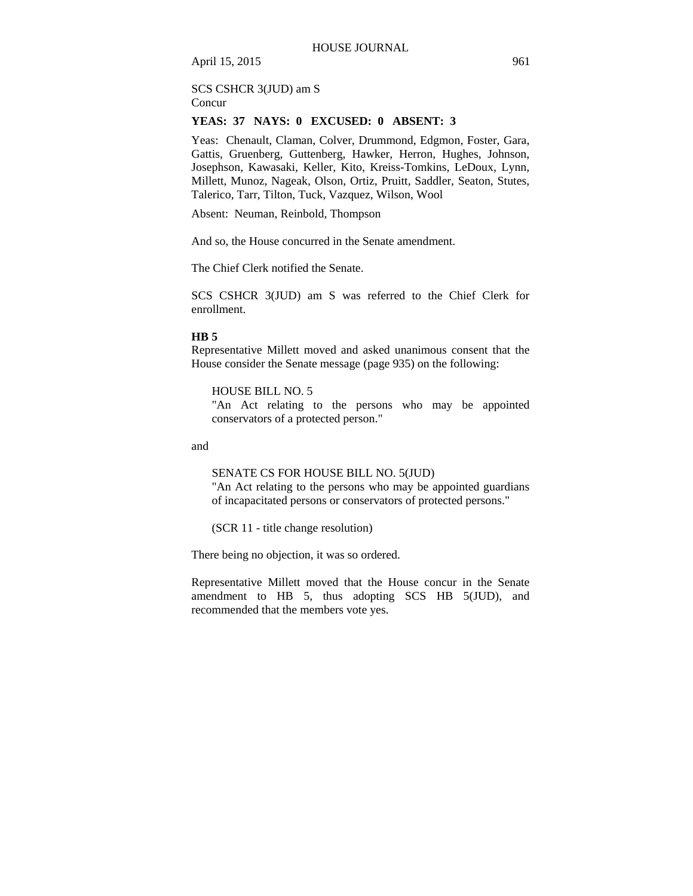SCS CSHCR 3(JUD) am S
Concur

**YEAS: 37 NAYS: 0 EXCUSED: 0 ABSENT: 3**

Yeas: Chenault, Claman, Colver, Drummond, Edgmon, Foster, Gara, Gattis, Gruenberg, Guttenberg, Hawker, Herron, Hughes, Johnson, Josephson, Kawasaki, Keller, Kito, Kreiss-Tomkins, LeDoux, Lynn, Millett, Munoz, Nageak, Olson, Ortiz, Pruitt, Saddler, Seaton, Stutes, Talerico, Tarr, Tilton, Tuck, Vazquez, Wilson, Wool

Absent: Neuman, Reinbold, Thompson

And so, the House concurred in the Senate amendment.

The Chief Clerk notified the Senate.

SCS CSHCR 3(JUD) am S was referred to the Chief Clerk for enrollment.

**HB 5**

Representative Millett moved and asked unanimous consent that the House consider the Senate message (page 935) on the following:

> HOUSE BILL NO. 5
> "An Act relating to the persons who may be appointed conservators of a protected person."

and

> SENATE CS FOR HOUSE BILL NO. 5(JUD)
> "An Act relating to the persons who may be appointed guardians of incapacitated persons or conservators of protected persons."
>
> (SCR 11 - title change resolution)

There being no objection, it was so ordered.

Representative Millett moved that the House concur in the Senate amendment to HB 5, thus adopting SCS HB 5(JUD), and recommended that the members vote yes.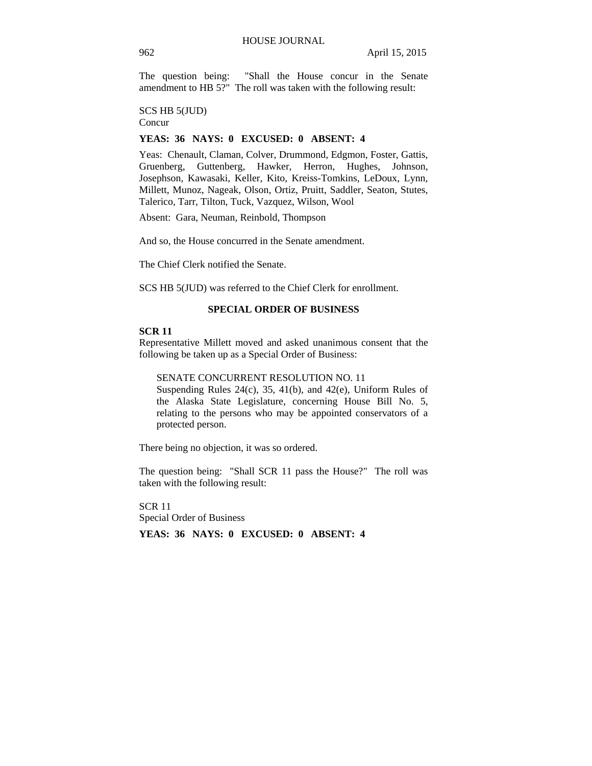The question being: "Shall the House concur in the Senate amendment to HB 5?" The roll was taken with the following result:

SCS HB 5(JUD)
Concur

**YEAS: 36 NAYS: 0 EXCUSED: 0 ABSENT: 4**

Yeas: Chenault, Claman, Colver, Drummond, Edgmon, Foster, Gattis, Gruenberg, Guttenberg, Hawker, Herron, Hughes, Johnson, Josephson, Kawasaki, Keller, Kito, Kreiss-Tomkins, LeDoux, Lynn, Millett, Munoz, Nageak, Olson, Ortiz, Pruitt, Saddler, Seaton, Stutes, Talerico, Tarr, Tilton, Tuck, Vazquez, Wilson, Wool

Absent: Gara, Neuman, Reinbold, Thompson

And so, the House concurred in the Senate amendment.

The Chief Clerk notified the Senate.

SCS HB 5(JUD) was referred to the Chief Clerk for enrollment.

## SPECIAL ORDER OF BUSINESS

**SCR 11**
Representative Millett moved and asked unanimous consent that the following be taken up as a Special Order of Business:

> SENATE CONCURRENT RESOLUTION NO. 11
> Suspending Rules 24(c), 35, 41(b), and 42(e), Uniform Rules of the Alaska State Legislature, concerning House Bill No. 5, relating to the persons who may be appointed conservators of a protected person.

There being no objection, it was so ordered.

The question being: "Shall SCR 11 pass the House?" The roll was taken with the following result:

SCR 11
Special Order of Business

**YEAS: 36 NAYS: 0 EXCUSED: 0 ABSENT: 4**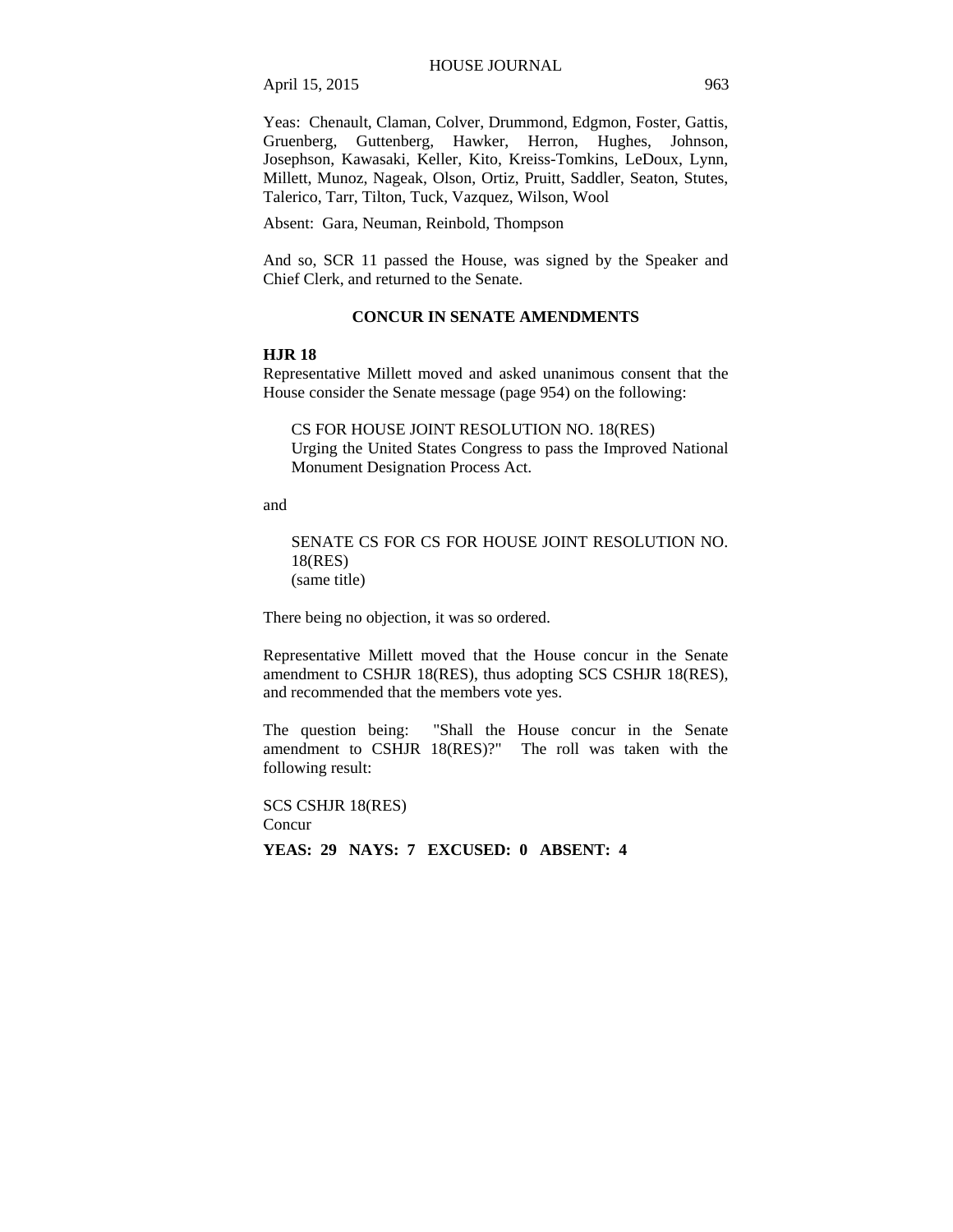Yeas: Chenault, Claman, Colver, Drummond, Edgmon, Foster, Gattis, Gruenberg, Guttenberg, Hawker, Herron, Hughes, Johnson, Josephson, Kawasaki, Keller, Kito, Kreiss-Tomkins, LeDoux, Lynn, Millett, Munoz, Nageak, Olson, Ortiz, Pruitt, Saddler, Seaton, Stutes, Talerico, Tarr, Tilton, Tuck, Vazquez, Wilson, Wool

Absent: Gara, Neuman, Reinbold, Thompson

And so, SCR 11 passed the House, was signed by the Speaker and Chief Clerk, and returned to the Senate.

## CONCUR IN SENATE AMENDMENTS

**HJR 18**

Representative Millett moved and asked unanimous consent that the House consider the Senate message (page 954) on the following:

> CS FOR HOUSE JOINT RESOLUTION NO. 18(RES)
> Urging the United States Congress to pass the Improved National Monument Designation Process Act.

and

> SENATE CS FOR CS FOR HOUSE JOINT RESOLUTION NO. 18(RES)
> (same title)

There being no objection, it was so ordered.

Representative Millett moved that the House concur in the Senate amendment to CSHJR 18(RES), thus adopting SCS CSHJR 18(RES), and recommended that the members vote yes.

The question being: "Shall the House concur in the Senate amendment to CSHJR 18(RES)?" The roll was taken with the following result:

SCS CSHJR 18(RES)
Concur

**YEAS: 29 NAYS: 7 EXCUSED: 0 ABSENT: 4**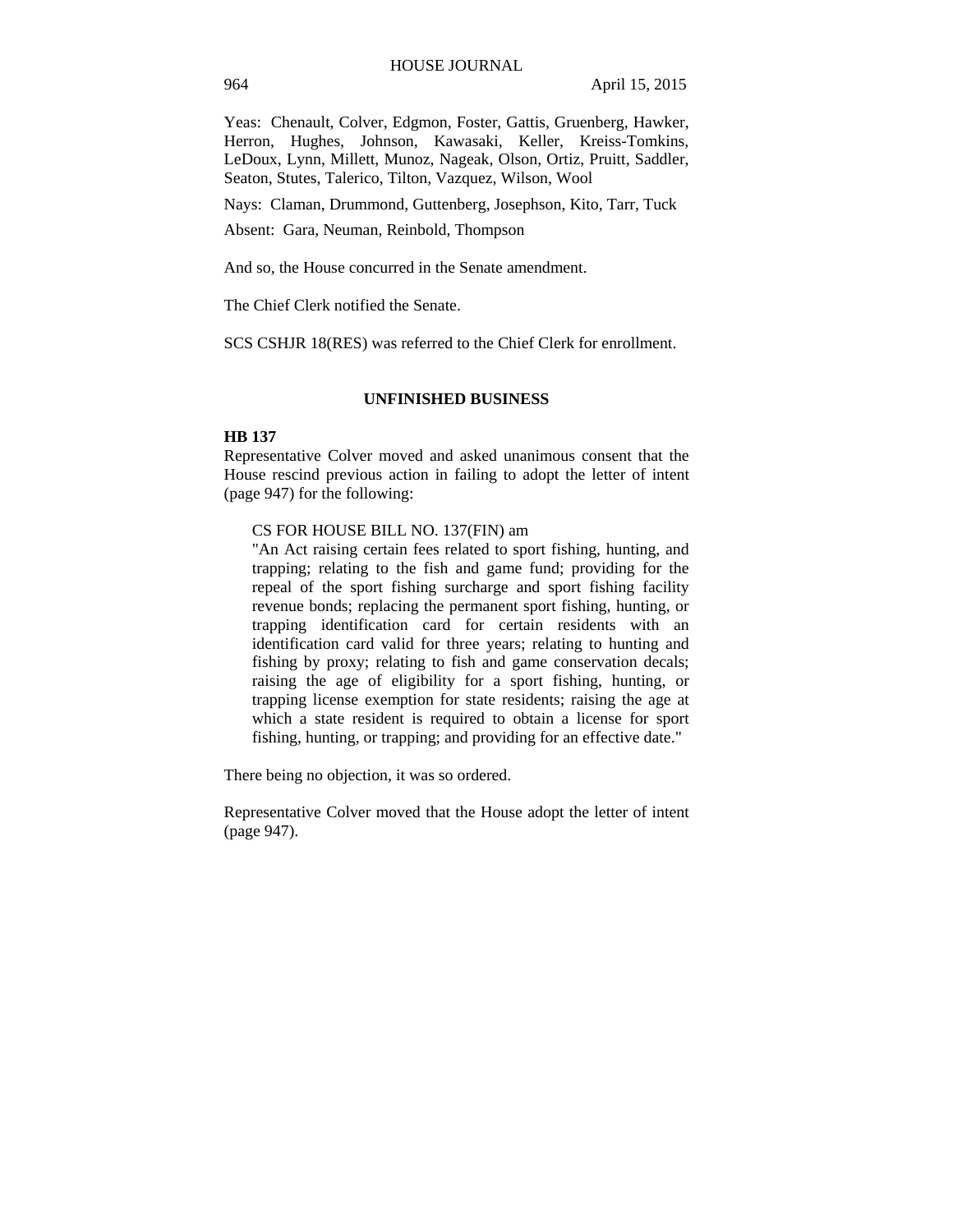Yeas: Chenault, Colver, Edgmon, Foster, Gattis, Gruenberg, Hawker, Herron, Hughes, Johnson, Kawasaki, Keller, Kreiss-Tomkins, LeDoux, Lynn, Millett, Munoz, Nageak, Olson, Ortiz, Pruitt, Saddler, Seaton, Stutes, Talerico, Tilton, Vazquez, Wilson, Wool

Nays: Claman, Drummond, Guttenberg, Josephson, Kito, Tarr, Tuck

Absent: Gara, Neuman, Reinbold, Thompson

And so, the House concurred in the Senate amendment.

The Chief Clerk notified the Senate.

SCS CSHJR 18(RES) was referred to the Chief Clerk for enrollment.

## UNFINISHED BUSINESS

**HB 137**

Representative Colver moved and asked unanimous consent that the House rescind previous action in failing to adopt the letter of intent (page 947) for the following:

> CS FOR HOUSE BILL NO. 137(FIN) am
> "An Act raising certain fees related to sport fishing, hunting, and trapping; relating to the fish and game fund; providing for the repeal of the sport fishing surcharge and sport fishing facility revenue bonds; replacing the permanent sport fishing, hunting, or trapping identification card for certain residents with an identification card valid for three years; relating to hunting and fishing by proxy; relating to fish and game conservation decals; raising the age of eligibility for a sport fishing, hunting, or trapping license exemption for state residents; raising the age at which a state resident is required to obtain a license for sport fishing, hunting, or trapping; and providing for an effective date."

There being no objection, it was so ordered.

Representative Colver moved that the House adopt the letter of intent (page 947).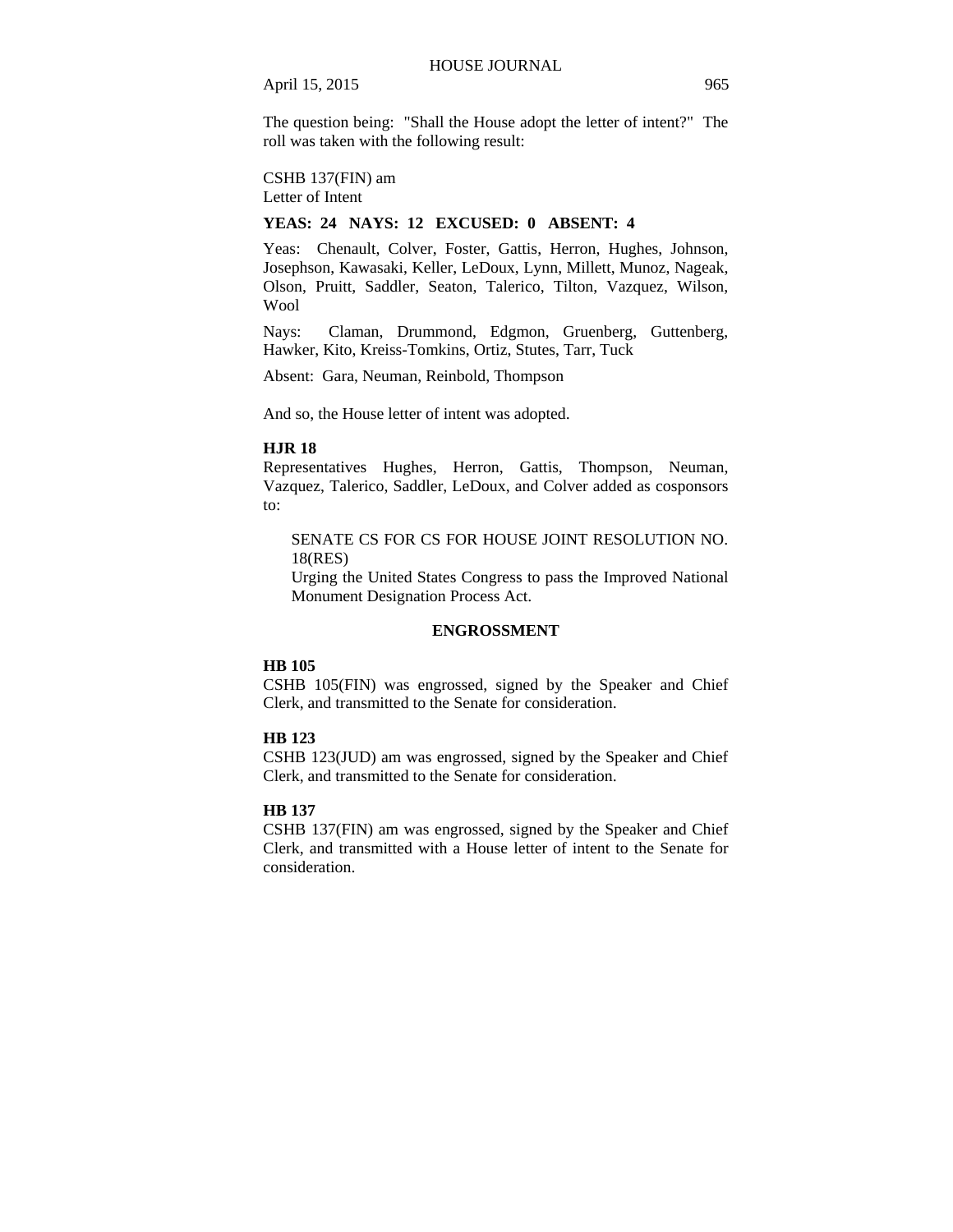The question being: "Shall the House adopt the letter of intent?" The roll was taken with the following result:

CSHB 137(FIN) am
Letter of Intent

**YEAS: 24 NAYS: 12 EXCUSED: 0 ABSENT: 4**

Yeas: Chenault, Colver, Foster, Gattis, Herron, Hughes, Johnson, Josephson, Kawasaki, Keller, LeDoux, Lynn, Millett, Munoz, Nageak, Olson, Pruitt, Saddler, Seaton, Talerico, Tilton, Vazquez, Wilson, Wool

Nays: Claman, Drummond, Edgmon, Gruenberg, Guttenberg, Hawker, Kito, Kreiss-Tomkins, Ortiz, Stutes, Tarr, Tuck

Absent: Gara, Neuman, Reinbold, Thompson

And so, the House letter of intent was adopted.

**HJR 18**
Representatives Hughes, Herron, Gattis, Thompson, Neuman, Vazquez, Talerico, Saddler, LeDoux, and Colver added as cosponsors to:

> SENATE CS FOR CS FOR HOUSE JOINT RESOLUTION NO. 18(RES)
> Urging the United States Congress to pass the Improved National Monument Designation Process Act.

## ENGROSSMENT

**HB 105**
CSHB 105(FIN) was engrossed, signed by the Speaker and Chief Clerk, and transmitted to the Senate for consideration.

**HB 123**
CSHB 123(JUD) am was engrossed, signed by the Speaker and Chief Clerk, and transmitted to the Senate for consideration.

**HB 137**
CSHB 137(FIN) am was engrossed, signed by the Speaker and Chief Clerk, and transmitted with a House letter of intent to the Senate for consideration.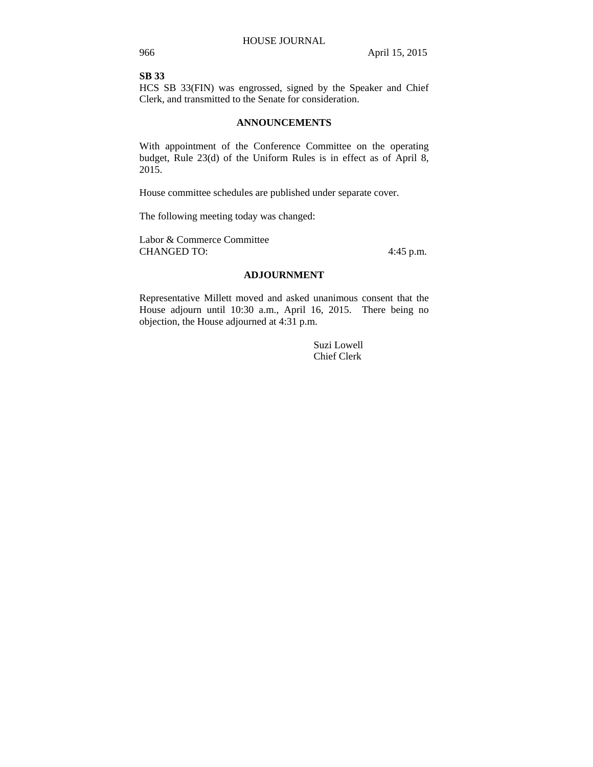**SB 33**

HCS SB 33(FIN) was engrossed, signed by the Speaker and Chief Clerk, and transmitted to the Senate for consideration.

## ANNOUNCEMENTS

With appointment of the Conference Committee on the operating budget, Rule 23(d) of the Uniform Rules is in effect as of April 8, 2015.

House committee schedules are published under separate cover.

The following meeting today was changed:

Labor & Commerce Committee
CHANGED TO: 4:45 p.m.

## ADJOURNMENT

Representative Millett moved and asked unanimous consent that the House adjourn until 10:30 a.m., April 16, 2015. There being no objection, the House adjourned at 4:31 p.m.

Suzi Lowell
Chief Clerk